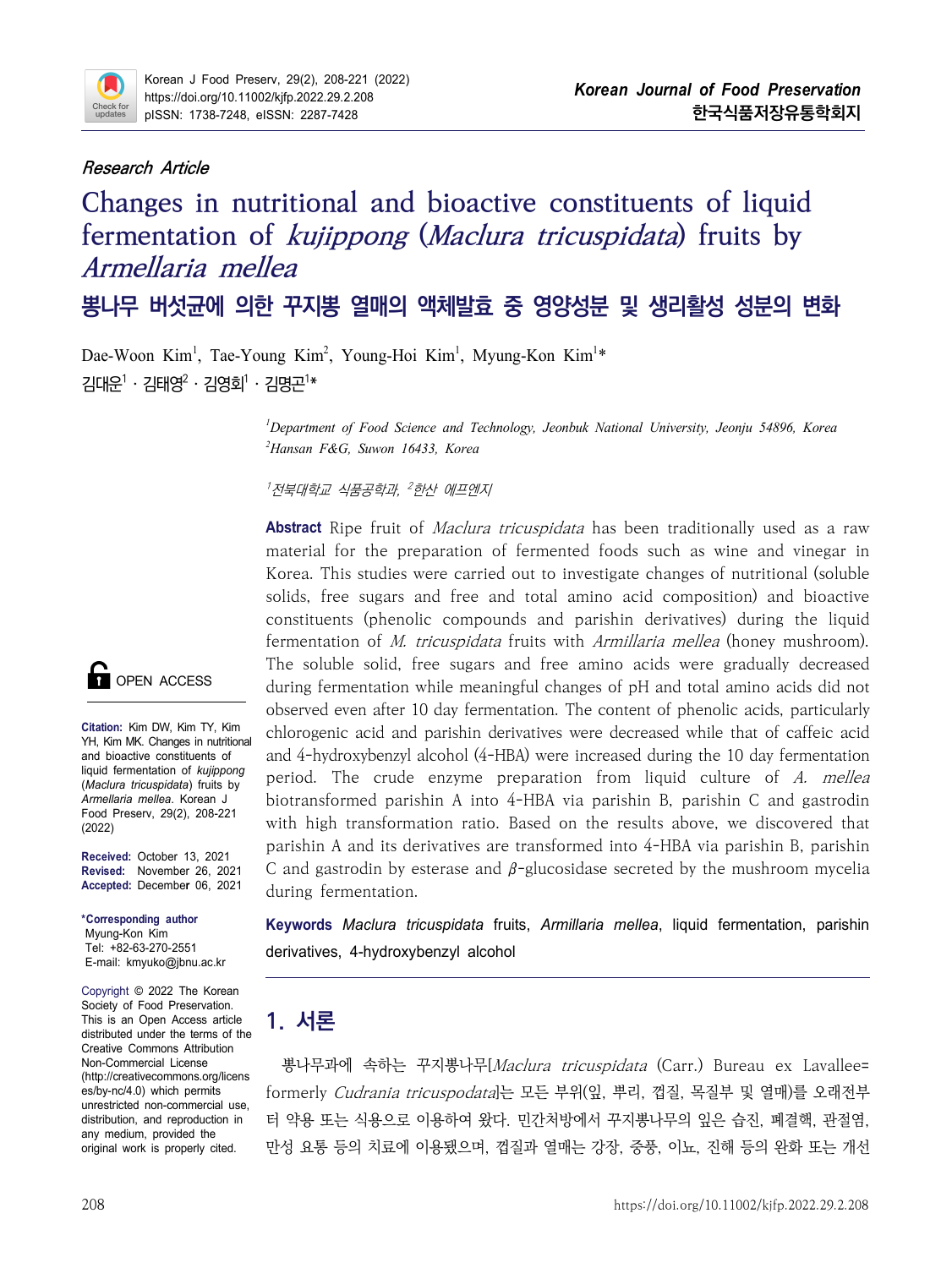*Research Article*

# Changes in nutritional and bioactive constituents of liquid fermentation of *kujippong* (*Maclura tricuspidata*) fruits by *Armellaria mellea*

## 뽕나무 버섯균에 의한 꾸지뽕 열매의 액체발효 중 영양성분 및 생리활성 성분의 변화

Dae-Woon Kim[1], Tae-Young Kim[2], Young-Hoi Kim[1], Myung-Kon Kim[1]*

김대운[1]·김태영[2]·김영회[1]·김명곤[1]*

[1]*Department of Food Science and Technology, Jeonbuk National University, Jeonju 54896, Korea*
[2]*Hansan F&G, Suwon 16433, Korea*

[1]*전북대학교 식품공학과,* [2]*한산 에프엔지*

OPEN ACCESS

**Citation:** Kim DW, Kim TY, Kim YH, Kim MK. Changes in nutritional and bioactive constituents of liquid fermentation of *kujippong* (*Maclura tricuspidata*) fruits by *Armellaria mellea*. Korean J Food Preserv, 29(2), 208-221 (2022)

**Received:** October 13, 2021
**Revised:** November 26, 2021
**Accepted:** December 06, 2021

**\*Corresponding author**
Myung-Kon Kim
Tel: +82-63-270-2551
E-mail: kmyuko@jbnu.ac.kr

Copyright © 2022 The Korean Society of Food Preservation. This is an Open Access article distributed under the terms of the Creative Commons Attribution Non-Commercial License (http://creativecommons.org/licenses/by-nc/4.0) which permits unrestricted non-commercial use, distribution, and reproduction in any medium, provided the original work is properly cited.

**Abstract** Ripe fruit of *Maclura tricuspidata* has been traditionally used as a raw material for the preparation of fermented foods such as wine and vinegar in Korea. This studies were carried out to investigate changes of nutritional (soluble solids, free sugars and free and total amino acid composition) and bioactive constituents (phenolic compounds and parishin derivatives) during the liquid fermentation of *M. tricuspidata* fruits with *Armillaria mellea* (honey mushroom). The soluble solid, free sugars and free amino acids were gradually decreased during fermentation while meaningful changes of pH and total amino acids did not observed even after 10 day fermentation. The content of phenolic acids, particularly chlorogenic acid and parishin derivatives were decreased while that of caffeic acid and 4-hydroxybenzyl alcohol (4-HBA) were increased during the 10 day fermentation period. The crude enzyme preparation from liquid culture of *A. mellea* biotransformed parishin A into 4-HBA via parishin B, parishin C and gastrodin with high transformation ratio. Based on the results above, we discovered that parishin A and its derivatives are transformed into 4-HBA via parishin B, parishin C and gastrodin by esterase and $\beta$-glucosidase secreted by the mushroom mycelia during fermentation.

**Keywords** *Maclura tricuspidata* fruits, *Armillaria mellea*, liquid fermentation, parishin derivatives, 4-hydroxybenzyl alcohol

## 1. 서론

뽕나무과에 속하는 꾸지뽕나무[*Maclura tricuspidata* (Carr.) Bureau ex Lavallee= formerly *Cudrania tricuspodata*]는 모든 부위(잎, 뿌리, 껍질, 목질부 및 열매)를 오래전부터 약용 또는 식용으로 이용하여 왔다. 민간처방에서 꾸지뽕나무의 잎은 습진, 폐결핵, 관절염, 만성 요통 등의 치료에 이용됐으며, 껍질과 열매는 강장, 중풍, 이뇨, 진해 등의 완화 또는 개선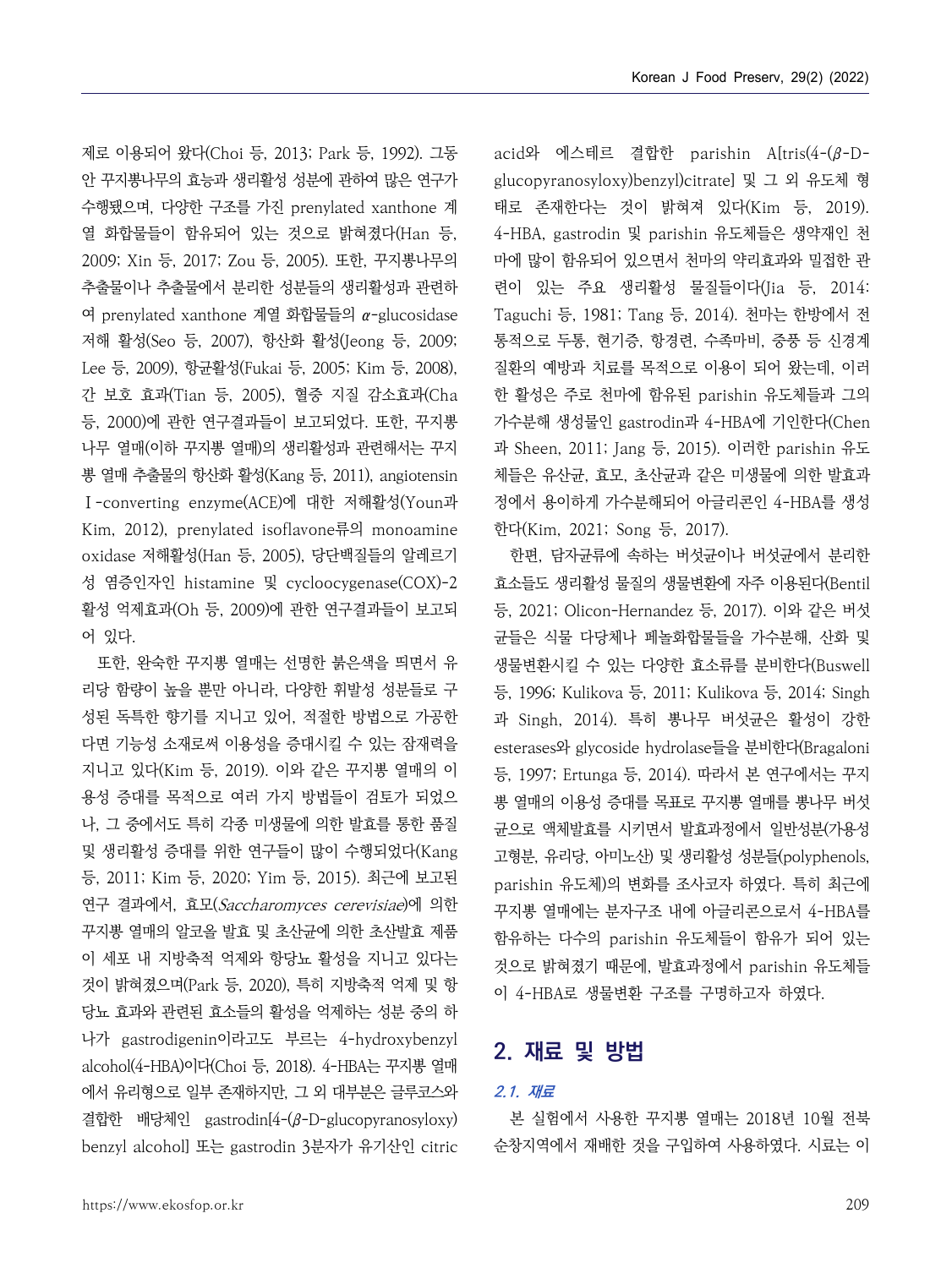제로 이용되어 왔다(Choi 등, 2013; Park 등, 1992). 그동안 꾸지뽕나무의 효능과 생리활성 성분에 관하여 많은 연구가 수행됐으며, 다양한 구조를 가진 prenylated xanthone 계열 화합물들이 함유되어 있는 것으로 밝혀졌다(Han 등, 2009; Xin 등, 2017; Zou 등, 2005). 또한, 꾸지뽕나무의 추출물이나 추출물에서 분리한 성분들의 생리활성과 관련하여 prenylated xanthone 계열 화합물들의 $\alpha$-glucosidase 저해 활성(Seo 등, 2007), 항산화 활성(Jeong 등, 2009; Lee 등, 2009), 항균활성(Fukai 등, 2005; Kim 등, 2008), 간 보호 효과(Tian 등, 2005), 혈중 지질 감소효과(Cha 등, 2000)에 관한 연구결과들이 보고되었다. 또한, 꾸지뽕나무 열매(이하 꾸지뽕 열매)의 생리활성과 관련해서는 꾸지뽕 열매 추출물의 항산화 활성(Kang 등, 2011), angiotensin Ⅰ-converting enzyme(ACE)에 대한 저해활성(Youn과 Kim, 2012), prenylated isoflavone류의 monoamine oxidase 저해활성(Han 등, 2005), 당단백질들의 알레르기성 염증인자인 histamine 및 cycloocygenase(COX)-2 활성 억제효과(Oh 등, 2009)에 관한 연구결과들이 보고되어 있다.

또한, 완숙한 꾸지뽕 열매는 선명한 붉은색을 띠면서 유리당 함량이 높을 뿐만 아니라, 다양한 휘발성 성분들로 구성된 독특한 향기를 지니고 있어, 적절한 방법으로 가공한다면 기능성 소재로써 이용성을 증대시킬 수 있는 잠재력을 지니고 있다(Kim 등, 2019). 이와 같은 꾸지뽕 열매의 이용성 증대를 목적으로 여러 가지 방법들이 검토가 되었으나, 그 중에서도 특히 각종 미생물에 의한 발효를 통한 품질 및 생리활성 증대를 위한 연구들이 많이 수행되었다(Kang 등, 2011; Kim 등, 2020; Yim 등, 2015). 최근에 보고된 연구 결과에서, 효모(*Saccharomyces cerevisiae*)에 의한 꾸지뽕 열매의 알코올 발효 및 초산균에 의한 초산발효 제품이 세포 내 지방축적 억제와 항당뇨 활성을 지니고 있다는 것이 밝혀졌으며(Park 등, 2020), 특히 지방축적 억제 및 항당뇨 효과와 관련된 효소들의 활성을 억제하는 성분 중의 하나가 gastrodigenin이라고도 부르는 4-hydroxybenzyl alcohol(4-HBA)이다(Choi 등, 2018). 4-HBA는 꾸지뽕 열매에서 유리형으로 일부 존재하지만, 그 외 대부분은 글루코스와 결합한 배당체인 gastrodin[4-($\beta$-D-glucopyranosyloxy) benzyl alcohol] 또는 gastrodin 3분자가 유기산인 citric acid와 에스테르 결합한 parishin A[tris(4-($\beta$-D-glucopyranosyloxy)benzyl)citrate] 및 그 외 유도체 형태로 존재한다는 것이 밝혀져 있다(Kim 등, 2019). 4-HBA, gastrodin 및 parishin 유도체들은 생약재인 천마에 많이 함유되어 있으면서 천마의 약리효과와 밀접한 관련이 있는 주요 생리활성 물질들이다(Jia 등, 2014; Taguchi 등, 1981; Tang 등, 2014). 천마는 한방에서 전통적으로 두통, 현기증, 항경련, 수족마비, 중풍 등 신경계 질환의 예방과 치료를 목적으로 이용이 되어 왔는데, 이러한 활성은 주로 천마에 함유된 parishin 유도체들과 그의 가수분해 생성물인 gastrodin과 4-HBA에 기인한다(Chen과 Sheen, 2011; Jang 등, 2015). 이러한 parishin 유도체들은 유산균, 효모, 초산균과 같은 미생물에 의한 발효과정에서 용이하게 가수분해되어 아글리콘인 4-HBA를 생성한다(Kim, 2021; Song 등, 2017).

한편, 담자균류에 속하는 버섯균이나 버섯균에서 분리한 효소들도 생리활성 물질의 생물변환에 자주 이용된다(Bentil 등, 2021; Olicon-Hernandez 등, 2017). 이와 같은 버섯균들은 식물 다당체나 페놀화합물들을 가수분해, 산화 및 생물변환시킬 수 있는 다양한 효소류를 분비한다(Buswell 등, 1996; Kulikova 등, 2011; Kulikova 등, 2014; Singh과 Singh, 2014). 특히 뽕나무 버섯균은 활성이 강한 esterases와 glycoside hydrolase들을 분비한다(Bragaloni 등, 1997; Ertunga 등, 2014). 따라서 본 연구에서는 꾸지뽕 열매의 이용성 증대를 목표로 꾸지뽕 열매를 뽕나무 버섯균으로 액체발효를 시키면서 발효과정에서 일반성분(가용성 고형분, 유리당, 아미노산) 및 생리활성 성분들(polyphenols, parishin 유도체)의 변화를 조사코자 하였다. 특히 최근에 꾸지뽕 열매에는 분자구조 내에 아글리콘으로서 4-HBA를 함유하는 다수의 parishin 유도체들이 함유가 되어 있는 것으로 밝혀졌기 때문에, 발효과정에서 parishin 유도체들이 4-HBA로 생물변환 구조를 구명하고자 하였다.

## 2. 재료 및 방법

### 2.1. 재료

본 실험에서 사용한 꾸지뽕 열매는 2018년 10월 전북 순창지역에서 재배한 것을 구입하여 사용하였다. 시료는 이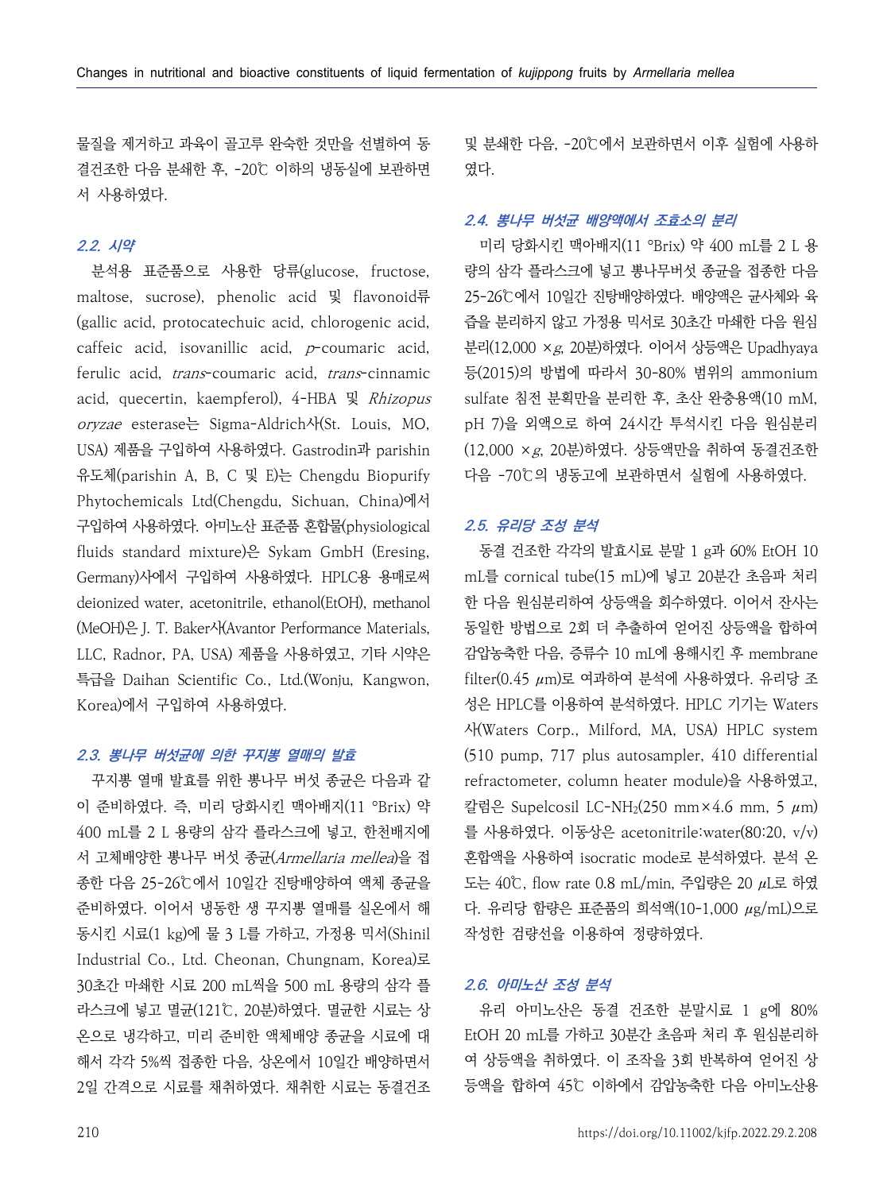물질을 제거하고 과육이 골고루 완숙한 것만을 선별하여 동결건조한 다음 분쇄한 후, -20℃ 이하의 냉동실에 보관하면서 사용하였다.

### 2.2. 시약

분석용 표준품으로 사용한 당류(glucose, fructose, maltose, sucrose), phenolic acid 및 flavonoid류(gallic acid, protocatechuic acid, chlorogenic acid, caffeic acid, isovanillic acid, *p*-coumaric acid, ferulic acid, *trans*-coumaric acid, *trans*-cinnamic acid, quecertin, kaempferol), 4-HBA 및 *Rhizopus oryzae* esterase는 Sigma-Aldrich사(St. Louis, MO, USA) 제품을 구입하여 사용하였다. Gastrodin과 parishin 유도체(parishin A, B, C 및 E)는 Chengdu Biopurify Phytochemicals Ltd(Chengdu, Sichuan, China)에서 구입하여 사용하였다. 아미노산 표준품 혼합물(physiological fluids standard mixture)은 Sykam GmbH (Eresing, Germany)사에서 구입하여 사용하였다. HPLC용 용매로써 deionized water, acetonitrile, ethanol(EtOH), methanol (MeOH)은 J. T. Baker사(Avantor Performance Materials, LLC, Radnor, PA, USA) 제품을 사용하였고, 기타 시약은 특급을 Daihan Scientific Co., Ltd.(Wonju, Kangwon, Korea)에서 구입하여 사용하였다.

### 2.3. 뽕나무 버섯균에 의한 꾸지뽕 열매의 발효

꾸지뽕 열매 발효를 위한 뽕나무 버섯 종균은 다음과 같이 준비하였다. 즉, 미리 당화시킨 맥아배지(11 °Brix) 약 400 mL를 2 L 용량의 삼각 플라스크에 넣고, 한천배지에서 고체배양한 뽕나무 버섯 종균(*Armellaria mellea*)을 접종한 다음 25-26℃에서 10일간 진탕배양하여 액체 종균을 준비하였다. 이어서 냉동한 생 꾸지뽕 열매를 실온에서 해동시킨 시료(1 kg)에 물 3 L를 가하고, 가정용 믹서(Shinil Industrial Co., Ltd. Cheonan, Chungnam, Korea)로 30초간 마쇄한 시료 200 mL씩을 500 mL 용량의 삼각 플라스크에 넣고 멸균(121℃, 20분)하였다. 멸균한 시료는 상온으로 냉각하고, 미리 준비한 액체배양 종균을 시료에 대해서 각각 5%씩 접종한 다음, 상온에서 10일간 배양하면서 2일 간격으로 시료를 채취하였다. 채취한 시료는 동결건조 및 분쇄한 다음, -20℃에서 보관하면서 이후 실험에 사용하였다.

### 2.4. 뽕나무 버섯균 배양액에서 조효소의 분리

미리 당화시킨 맥아배지(11 °Brix) 약 400 mL를 2 L 용량의 삼각 플라스크에 넣고 뽕나무버섯 종균을 접종한 다음 25-26℃에서 10일간 진탕배양하였다. 배양액은 균사체와 육즙을 분리하지 않고 가정용 믹서로 30초간 마쇄한 다음 원심분리(12,000 ×*g*, 20분)하였다. 이어서 상등액은 Upadhyaya 등(2015)의 방법에 따라서 30-80% 범위의 ammonium sulfate 침전 분획만을 분리한 후, 초산 완충용액(10 mM, pH 7)을 외액으로 하여 24시간 투석시킨 다음 원심분리(12,000 ×*g*, 20분)하였다. 상등액만을 취하여 동결건조한 다음 -70℃의 냉동고에 보관하면서 실험에 사용하였다.

### 2.5. 유리당 조성 분석

동결 건조한 각각의 발효시료 분말 1 g과 60% EtOH 10 mL를 cornical tube(15 mL)에 넣고 20분간 초음파 처리한 다음 원심분리하여 상등액을 회수하였다. 이어서 잔사는 동일한 방법으로 2회 더 추출하여 얻어진 상등액을 합하여 감압농축한 다음, 증류수 10 mL에 용해시킨 후 membrane filter(0.45 μm)로 여과하여 분석에 사용하였다. 유리당 조성은 HPLC를 이용하여 분석하였다. HPLC 기기는 Waters 사(Waters Corp., Milford, MA, USA) HPLC system (510 pump, 717 plus autosampler, 410 differential refractometer, column heater module)을 사용하였고, 칼럼은 Supelcosil LC-$NH_2$(250 mm×4.6 mm, 5 μm)를 사용하였다. 이동상은 acetonitrile:water(80:20, v/v) 혼합액을 사용하여 isocratic mode로 분석하였다. 분석 온도는 40℃, flow rate 0.8 mL/min, 주입량은 20 μL로 하였다. 유리당 함량은 표준품의 희석액(10-1,000 μg/mL)으로 작성한 검량선을 이용하여 정량하였다.

### 2.6. 아미노산 조성 분석

유리 아미노산은 동결 건조한 분말시료 1 g에 80% EtOH 20 mL를 가하고 30분간 초음파 처리 후 원심분리하여 상등액을 취하였다. 이 조작을 3회 반복하여 얻어진 상등액을 합하여 45℃ 이하에서 감압농축한 다음 아미노산용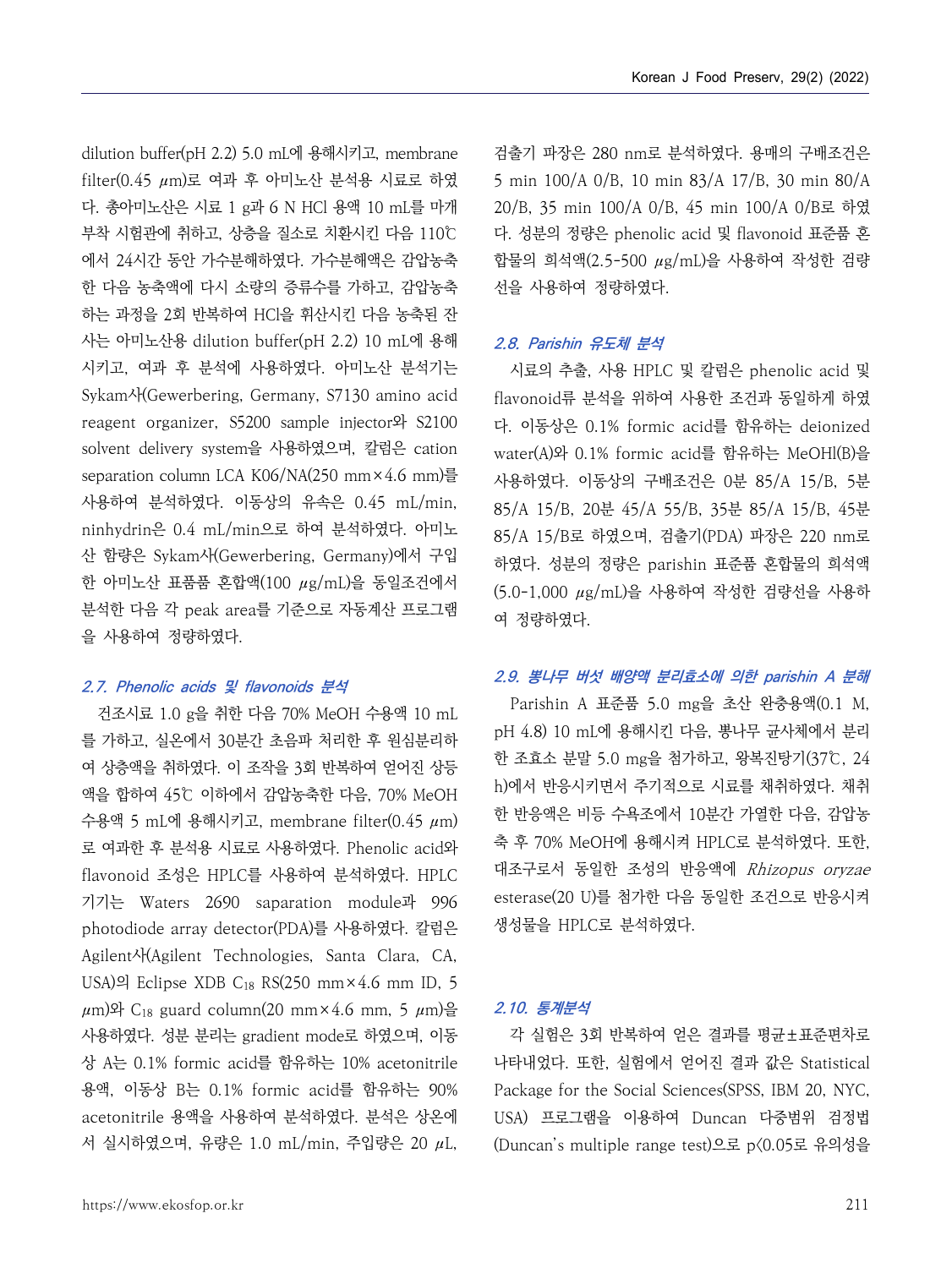dilution buffer(pH 2.2) 5.0 mL에 용해시키고, membrane filter(0.45 μm)로 여과 후 아미노산 분석용 시료로 하였다. 총아미노산은 시료 1 g과 6 N HCl 용액 10 mL를 마개부착 시험관에 취하고, 상층을 질소로 치환시킨 다음 110℃에서 24시간 동안 가수분해하였다. 가수분해액은 감압농축한 다음 농축액에 다시 소량의 증류수를 가하고, 감압농축하는 과정을 2회 반복하여 HCl을 휘산시킨 다음 농축된 잔사는 아미노산용 dilution buffer(pH 2.2) 10 mL에 용해시키고, 여과 후 분석에 사용하였다. 아미노산 분석기는 Sykam사(Gewerbering, Germany, S7130 amino acid reagent organizer, S5200 sample injector와 S2100 solvent delivery system을 사용하였으며, 칼럼은 cation separation column LCA K06/NA(250 mm×4.6 mm)를 사용하여 분석하였다. 이동상의 유속은 0.45 mL/min, ninhydrin은 0.4 mL/min으로 하여 분석하였다. 아미노산 함량은 Sykam사(Gewerbering, Germany)에서 구입한 아미노산 표품품 혼합액(100 μg/mL)을 동일조건에서 분석한 다음 각 peak area를 기준으로 자동계산 프로그램을 사용하여 정량하였다.

### *2.7. Phenolic acids 및 flavonoids 분석*

건조시료 1.0 g을 취한 다음 70% MeOH 수용액 10 mL를 가하고, 실온에서 30분간 초음파 처리한 후 원심분리하여 상층액을 취하였다. 이 조작을 3회 반복하여 얻어진 상등액을 합하여 45℃ 이하에서 감압농축한 다음, 70% MeOH 수용액 5 mL에 용해시키고, membrane filter(0.45 μm)로 여과한 후 분석용 시료로 사용하였다. Phenolic acid와 flavonoid 조성은 HPLC를 사용하여 분석하였다. HPLC 기기는 Waters 2690 saparation module과 996 photodiode array detector(PDA)를 사용하였다. 칼럼은 Agilent사(Agilent Technologies, Santa Clara, CA, USA)의 Eclipse XDB $C_{18}$ RS(250 mm×4.6 mm ID, 5 μm)와 $C_{18}$ guard column(20 mm×4.6 mm, 5 μm)을 사용하였다. 성분 분리는 gradient mode로 하였으며, 이동상 A는 0.1% formic acid를 함유하는 10% acetonitrile 용액, 이동상 B는 0.1% formic acid를 함유하는 90% acetonitrile 용액을 사용하여 분석하였다. 분석은 상온에서 실시하였으며, 유량은 1.0 mL/min, 주입량은 20 μL, 검출기 파장은 280 nm로 분석하였다. 용매의 구배조건은 5 min 100/A 0/B, 10 min 83/A 17/B, 30 min 80/A 20/B, 35 min 100/A 0/B, 45 min 100/A 0/B로 하였다. 성분의 정량은 phenolic acid 및 flavonoid 표준품 혼합물의 희석액(2.5-500 μg/mL)을 사용하여 작성한 검량선을 사용하여 정량하였다.

### *2.8. Parishin 유도체 분석*

시료의 추출, 사용 HPLC 및 칼럼은 phenolic acid 및 flavonoid류 분석을 위하여 사용한 조건과 동일하게 하였다. 이동상은 0.1% formic acid를 함유하는 deionized water(A)와 0.1% formic acid를 함유하는 MeOHl(B)을 사용하였다. 이동상의 구배조건은 0분 85/A 15/B, 5분 85/A 15/B, 20분 45/A 55/B, 35분 85/A 15/B, 45분 85/A 15/B로 하였으며, 검출기(PDA) 파장은 220 nm로 하였다. 성분의 정량은 parishin 표준품 혼합물의 희석액(5.0-1,000 μg/mL)을 사용하여 작성한 검량선을 사용하여 정량하였다.

### *2.9. 뽕나무 버섯 배양액 분리효소에 의한 parishin A 분해*

Parishin A 표준품 5.0 mg을 초산 완충용액(0.1 M, pH 4.8) 10 mL에 용해시킨 다음, 뽕나무 균사체에서 분리한 조효소 분말 5.0 mg을 첨가하고, 왕복진탕기(37℃, 24 h)에서 반응시키면서 주기적으로 시료를 채취하였다. 채취한 반응액은 비등 수욕조에서 10분간 가열한 다음, 감압농축 후 70% MeOH에 용해시켜 HPLC로 분석하였다. 또한, 대조구로서 동일한 조성의 반응액에 *Rhizopus oryzae* esterase(20 U)를 첨가한 다음 동일한 조건으로 반응시켜 생성물을 HPLC로 분석하였다.

### *2.10. 통계분석*

각 실험은 3회 반복하여 얻은 결과를 평균±표준편차로 나타내었다. 또한, 실험에서 얻어진 결과 값은 Statistical Package for the Social Sciences(SPSS, IBM 20, NYC, USA) 프로그램을 이용하여 Duncan 다중범위 검정법(Duncan's multiple range test)으로 $p<0.05$로 유의성을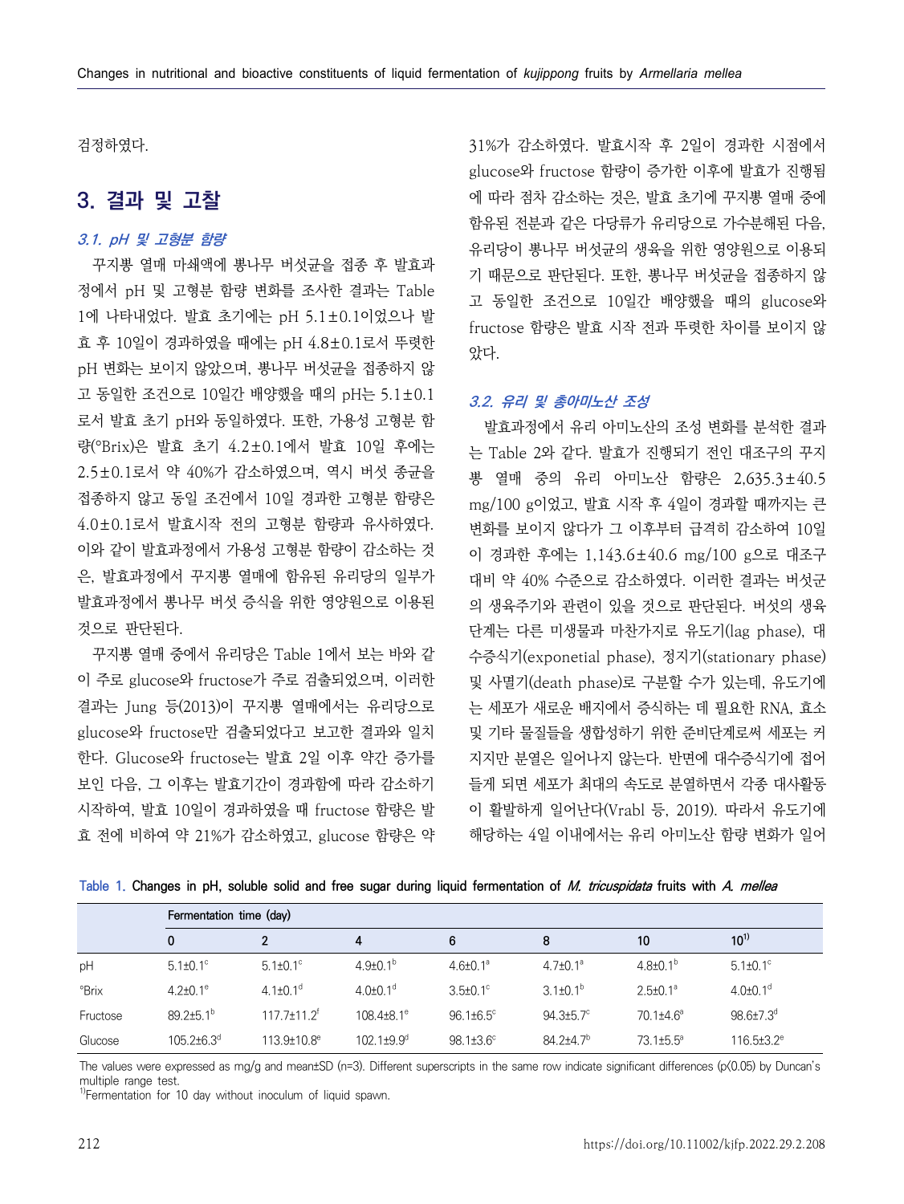검정하였다.

## 3. 결과 및 고찰

### 3.1. pH 및 고형분 함량

꾸지뽕 열매 마쇄액에 뽕나무 버섯균을 접종 후 발효과정에서 pH 및 고형분 함량 변화를 조사한 결과는 Table 1에 나타내었다. 발효 초기에는 pH 5.1±0.1이었으나 발효 후 10일이 경과하였을 때에는 pH 4.8±0.1로서 뚜렷한 pH 변화는 보이지 않았으며, 뽕나무 버섯균을 접종하지 않고 동일한 조건으로 10일간 배양했을 때의 pH는 5.1±0.1로서 발효 초기 pH와 동일하였다. 또한, 가용성 고형분 함량(°Brix)은 발효 초기 4.2±0.1에서 발효 10일 후에는 2.5±0.1로서 약 40%가 감소하였으며, 역시 버섯 종균을 접종하지 않고 동일 조건에서 10일 경과한 고형분 함량은 4.0±0.1로서 발효시작 전의 고형분 함량과 유사하였다. 이와 같이 발효과정에서 가용성 고형분 함량이 감소하는 것은, 발효과정에서 꾸지뽕 열매에 함유된 유리당의 일부가 발효과정에서 뽕나무 버섯 증식을 위한 영양원으로 이용된 것으로 판단된다.

꾸지뽕 열매 중에서 유리당은 Table 1에서 보는 바와 같이 주로 glucose와 fructose가 주로 검출되었으며, 이러한 결과는 Jung 등(2013)이 꾸지뽕 열매에서는 유리당으로 glucose와 fructose만 검출되었다고 보고한 결과와 일치한다. Glucose와 fructose는 발효 2일 이후 약간 증가를 보인 다음, 그 이후는 발효기간이 경과함에 따라 감소하기 시작하여, 발효 10일이 경과하였을 때 fructose 함량은 발효 전에 비하여 약 21%가 감소하였고, glucose 함량은 약 31%가 감소하였다. 발효시작 후 2일이 경과한 시점에서 glucose와 fructose 함량이 증가한 이후에 발효가 진행됨에 따라 점차 감소하는 것은, 발효 초기에 꾸지뽕 열매 중에 함유된 전분과 같은 다당류가 유리당으로 가수분해된 다음, 유리당이 뽕나무 버섯균의 생육을 위한 영양원으로 이용되기 때문으로 판단된다. 또한, 뽕나무 버섯균을 접종하지 않고 동일한 조건으로 10일간 배양했을 때의 glucose와 fructose 함량은 발효 시작 전과 뚜렷한 차이를 보이지 않았다.

### 3.2. 유리 및 총아미노산 조성

발효과정에서 유리 아미노산의 조성 변화를 분석한 결과는 Table 2와 같다. 발효가 진행되기 전인 대조구의 꾸지뽕 열매 중의 유리 아미노산 함량은 2,635.3±40.5 mg/100 g이었고, 발효 시작 후 4일이 경과할 때까지는 큰 변화를 보이지 않다가 그 이후부터 급격히 감소하여 10일이 경과한 후에는 1,143.6±40.6 mg/100 g으로 대조구 대비 약 40% 수준으로 감소하였다. 이러한 결과는 버섯균의 생육주기와 관련이 있을 것으로 판단된다. 버섯의 생육단계는 다른 미생물과 마찬가지로 유도기(lag phase), 대수증식기(exponetial phase), 정지기(stationary phase) 및 사멸기(death phase)로 구분할 수가 있는데, 유도기에는 세포가 새로운 배지에서 증식하는 데 필요한 RNA, 효소 및 기타 물질들을 생합성하기 위한 준비단계로써 세포는 커지지만 분열은 일어나지 않는다. 반면에 대수증식기에 접어들게 되면 세포가 최대의 속도로 분열하면서 각종 대사활동이 활발하게 일어난다(Vrabl 등, 2019). 따라서 유도기에 해당하는 4일 이내에서는 유리 아미노산 함량 변화가 일어

Table 1. Changes in pH, soluble solid and free sugar during liquid fermentation of *M. tricuspidata* fruits with *A. mellea*

| | Fermentation time (day) | | | | | | |
|---|---|---|---|---|---|---|---|
| | 0 | 2 | 4 | 6 | 8 | 10 | 10[1)] |
| pH | 5.1±0.1[c] | 5.1±0.1[c] | 4.9±0.1[b] | 4.6±0.1[a] | 4.7±0.1[a] | 4.8±0.1[b] | 5.1±0.1[c] |
| °Brix | 4.2±0.1[e] | 4.1±0.1[d] | 4.0±0.1[d] | 3.5±0.1[c] | 3.1±0.1[b] | 2.5±0.1[a] | 4.0±0.1[d] |
| Fructose | 89.2±5.1[b] | 117.7±11.2[f] | 108.4±8.1[e] | 96.1±6.5[c] | 94.3±5.7[c] | 70.1±4.6[a] | 98.6±7.3[d] |
| Glucose | 105.2±6.3[d] | 113.9±10.8[e] | 102.1±9.9[d] | 98.1±3.6[c] | 84.2±4.7[b] | 73.1±5.5[a] | 116.5±3.2[e] |

The values were expressed as mg/g and mean±SD (n=3). Different superscripts in the same row indicate significant differences (p<0.05) by Duncan's multiple range test.
[1)]Fermentation for 10 day without inoculum of liquid spawn.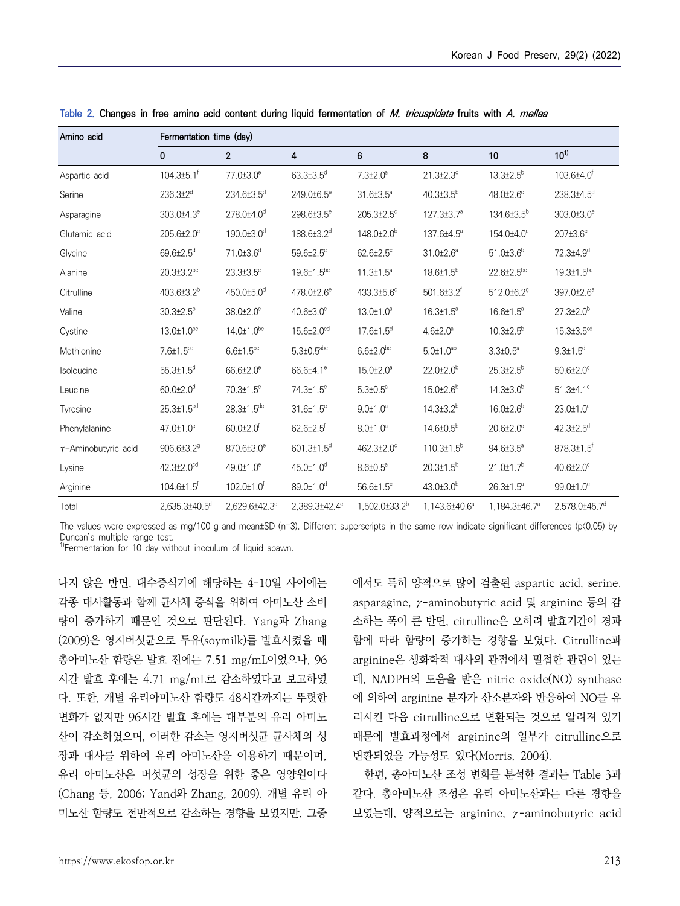**Table 2. Changes in free amino acid content during liquid fermentation of *M. tricuspidata* fruits with *A. mellea***

| Amino acid | Fermentation time (day) | | | | | | |
|---|---|---|---|---|---|---|---|
| | 0 | 2 | 4 | 6 | 8 | 10 | 10[1)] |
| Aspartic acid | 104.3±5.1$^{f}$ | 77.0±3.0$^{e}$ | 63.3±3.5$^{d}$ | 7.3±2.0$^{a}$ | 21.3±2.3$^{c}$ | 13.3±2.5$^{b}$ | 103.6±4.0$^{f}$ |
| Serine | 236.3±2$^{d}$ | 234.6±3.5$^{d}$ | 249.0±6.5$^{e}$ | 31.6±3.5$^{a}$ | 40.3±3.5$^{b}$ | 48.0±2.6$^{c}$ | 238.3±4.5$^{d}$ |
| Asparagine | 303.0±4.3$^{e}$ | 278.0±4.0$^{d}$ | 298.6±3.5$^{e}$ | 205.3±2.5$^{c}$ | 127.3±3.7$^{a}$ | 134.6±3.5$^{b}$ | 303.0±3.0$^{e}$ |
| Glutamic acid | 205.6±2.0$^{e}$ | 190.0±3.0$^{d}$ | 188.6±3.2$^{d}$ | 148.0±2.0$^{b}$ | 137.6±4.5$^{a}$ | 154.0±4.0$^{c}$ | 207±3.6$^{e}$ |
| Glycine | 69.6±2.5$^{d}$ | 71.0±3.6$^{d}$ | 59.6±2.5$^{c}$ | 62.6±2.5$^{c}$ | 31.0±2.6$^{a}$ | 51.0±3.6$^{b}$ | 72.3±4.9$^{d}$ |
| Alanine | 20.3±3.2$^{bc}$ | 23.3±3.5$^{c}$ | 19.6±1.5$^{bc}$ | 11.3±1.5$^{a}$ | 18.6±1.5$^{b}$ | 22.6±2.5$^{bc}$ | 19.3±1.5$^{bc}$ |
| Citrulline | 403.6±3.2$^{b}$ | 450.0±5.0$^{d}$ | 478.0±2.6$^{e}$ | 433.3±5.6$^{c}$ | 501.6±3.2$^{f}$ | 512.0±6.2$^{g}$ | 397.0±2.6$^{a}$ |
| Valine | 30.3±2.5$^{b}$ | 38.0±2.0$^{c}$ | 40.6±3.0$^{c}$ | 13.0±1.0$^{a}$ | 16.3±1.5$^{a}$ | 16.6±1.5$^{a}$ | 27.3±2.0$^{b}$ |
| Cystine | 13.0±1.0$^{bc}$ | 14.0±1.0$^{bc}$ | 15.6±2.0$^{cd}$ | 17.6±1.5$^{d}$ | 4.6±2.0$^{a}$ | 10.3±2.5$^{b}$ | 15.3±3.5$^{cd}$ |
| Methionine | 7.6±1.5$^{cd}$ | 6.6±1.5$^{bc}$ | 5.3±0.5$^{abc}$ | 6.6±2.0$^{bc}$ | 5.0±1.0$^{ab}$ | 3.3±0.5$^{a}$ | 9.3±1.5$^{d}$ |
| Isoleucine | 55.3±1.5$^{d}$ | 66.6±2.0$^{e}$ | 66.6±4.1$^{e}$ | 15.0±2.0$^{a}$ | 22.0±2.0$^{b}$ | 25.3±2.5$^{b}$ | 50.6±2.0$^{c}$ |
| Leucine | 60.0±2.0$^{d}$ | 70.3±1.5$^{e}$ | 74.3±1.5$^{e}$ | 5.3±0.5$^{a}$ | 15.0±2.6$^{b}$ | 14.3±3.0$^{b}$ | 51.3±4.1$^{c}$ |
| Tyrosine | 25.3±1.5$^{cd}$ | 28.3±1.5$^{de}$ | 31.6±1.5$^{e}$ | 9.0±1.0$^{a}$ | 14.3±3.2$^{b}$ | 16.0±2.6$^{b}$ | 23.0±1.0$^{c}$ |
| Phenylalanine | 47.0±1.0$^{e}$ | 60.0±2.0$^{f}$ | 62.6±2.5$^{f}$ | 8.0±1.0$^{a}$ | 14.6±0.5$^{b}$ | 20.6±2.0$^{c}$ | 42.3±2.5$^{d}$ |
| γ-Aminobutyric acid | 906.6±3.2$^{g}$ | 870.6±3.0$^{e}$ | 601.3±1.5$^{d}$ | 462.3±2.0$^{c}$ | 110.3±1.5$^{b}$ | 94.6±3.5$^{a}$ | 878.3±1.5$^{f}$ |
| Lysine | 42.3±2.0$^{cd}$ | 49.0±1.0$^{e}$ | 45.0±1.0$^{d}$ | 8.6±0.5$^{a}$ | 20.3±1.5$^{b}$ | 21.0±1.7$^{b}$ | 40.6±2.0$^{c}$ |
| Arginine | 104.6±1.5$^{f}$ | 102.0±1.0$^{f}$ | 89.0±1.0$^{d}$ | 56.6±1.5$^{c}$ | 43.0±3.0$^{b}$ | 26.3±1.5$^{a}$ | 99.0±1.0$^{e}$ |
| Total | 2,635.3±40.5$^{d}$ | 2,629.6±42.3$^{d}$ | 2,389.3±42.4$^{c}$ | 1,502.0±33.2$^{b}$ | 1,143.6±40.6$^{a}$ | 1,184.3±46.7$^{a}$ | 2,578.0±45.7$^{d}$ |

The values were expressed as mg/100 g and mean±SD (n=3). Different superscripts in the same row indicate significant differences (p<0.05) by Duncan's multiple range test.
[1)]Fermentation for 10 day without inoculum of liquid spawn.

나지 않은 반면, 대수증식기에 해당하는 4-10일 사이에는 각종 대사활동과 함께 균사체 증식을 위하여 아미노산 소비량이 증가하기 때문인 것으로 판단된다. Yang과 Zhang (2009)은 영지버섯균으로 두유(soymilk)를 발효시켰을 때 총아미노산 함량은 발효 전에는 7.51 mg/mL이었으나, 96시간 발효 후에는 4.71 mg/mL로 감소하였다고 보고하였다. 또한, 개별 유리아미노산 함량도 48시간까지는 뚜렷한 변화가 없지만 96시간 발효 후에는 대부분의 유리 아미노산이 감소하였으며, 이러한 감소는 영지버섯균 균사체의 성장과 대사를 위하여 유리 아미노산을 이용하기 때문이며, 유리 아미노산은 버섯균의 성장을 위한 좋은 영양원이다(Chang 등, 2006; Yand와 Zhang, 2009). 개별 유리 아미노산 함량도 전반적으로 감소하는 경향을 보였지만, 그중에서도 특히 양적으로 많이 검출된 aspartic acid, serine, asparagine, γ-aminobutyric acid 및 arginine 등의 감소하는 폭이 큰 반면, citrulline은 오히려 발효기간이 경과함에 따라 함량이 증가하는 경향을 보였다. Citrulline과 arginine은 생화학적 대사의 관점에서 밀접한 관련이 있는데, NADPH의 도움을 받은 nitric oxide(NO) synthase에 의하여 arginine 분자가 산소분자와 반응하여 NO를 유리시킨 다음 citrulline으로 변환되는 것으로 알려져 있기 때문에 발효과정에서 arginine의 일부가 citrulline으로 변환되었을 가능성도 있다(Morris, 2004).

한편, 총아미노산 조성 변화를 분석한 결과는 Table 3과 같다. 총아미노산 조성은 유리 아미노산과는 다른 경향을 보였는데, 양적으로는 arginine, γ-aminobutyric acid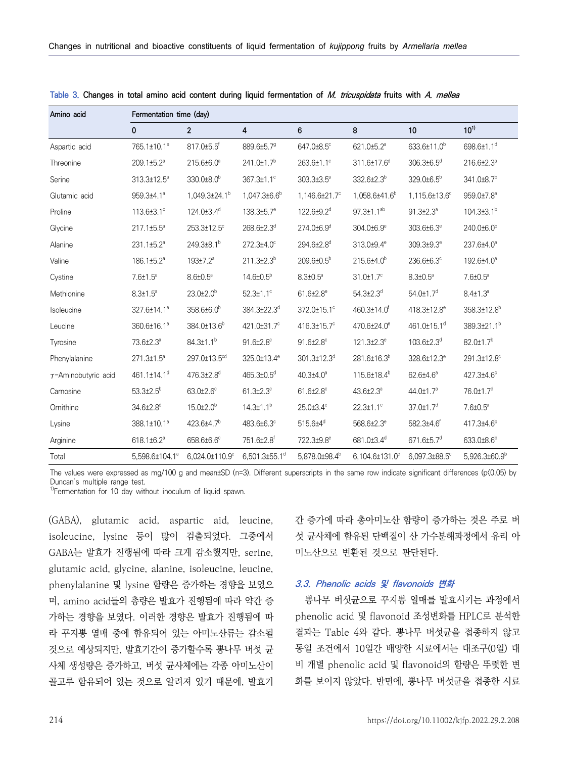Table 3. Changes in total amino acid content during liquid fermentation of *M. tricuspidata* fruits with *A. mellea*

| Amino acid | Fermentation time (day) | | | | | | |
|---|---|---|---|---|---|---|---|
| | 0 | 2 | 4 | 6 | 8 | 10 | 10[1)] |
| Aspartic acid | 765.1±10.1[e] | 817.0±5.5[f] | 889.6±5.7[g] | 647.0±8.5[c] | 621.0±5.2[a] | 633.6±11.0[b] | 698.6±1.1[d] |
| Threonine | 209.1±5.2[a] | 215.6±6.0[a] | 241.0±1.7[b] | 263.6±1.1[c] | 311.6±17.6[d] | 306.3±6.5[d] | 216.6±2.3[a] |
| Serine | 313.3±12.5[a] | 330.0±8.0[b] | 367.3±1.1[c] | 303.3±3.5[a] | 332.6±2.3[b] | 329.0±6.5[b] | 341.0±8.7[b] |
| Glutamic acid | 959.3±4.1[a] | 1,049.3±24.1[b] | 1,047.3±6.6[b] | 1,146.6±21.7[c] | 1,058.6±41.6[b] | 1,115.6±13.6[c] | 959.0±7.8[a] |
| Proline | 113.6±3.1[c] | 124.0±3.4[d] | 138.3±5.7[e] | 122.6±9.2[d] | 97.3±1.1[ab] | 91.3±2.3[a] | 104.3±3.1[b] |
| Glycine | 217.1±5.5[a] | 253.3±12.5[c] | 268.6±2.3[d] | 274.0±6.9[d] | 304.0±6.9[e] | 303.6±6.3[e] | 240.0±6.0[b] |
| Alanine | 231.1±5.2[a] | 249.3±8.1[b] | 272.3±4.0[c] | 294.6±2.8[d] | 313.0±9.4[e] | 309.3±9.3[e] | 237.6±4.0[a] |
| Valine | 186.1±5.2[a] | 193±7.2[a] | 211.3±2.3[b] | 209.6±0.5[b] | 215.6±4.0[b] | 236.6±6.3[c] | 192.6±4.0[a] |
| Cystine | 7.6±1.5[a] | 8.6±0.5[a] | 14.6±0.5[b] | 8.3±0.5[a] | 31.0±1.7[c] | 8.3±0.5[a] | 7.6±0.5[a] |
| Methionine | 8.3±1.5[a] | 23.0±2.0[b] | 52.3±1.1[c] | 61.6±2.8[e] | 54.3±2.3[d] | 54.0±1.7[d] | 8.4±1.3[a] |
| Isoleucine | 327.6±14.1[a] | 358.6±6.0[b] | 384.3±22.3[d] | 372.0±15.1[c] | 460.3±14.0[f] | 418.3±12.8[e] | 358.3±12.8[b] |
| Leucine | 360.6±16.1[a] | 384.0±13.6[b] | 421.0±31.7[c] | 416.3±15.7[c] | 470.6±24.0[e] | 461.0±15.1[d] | 389.3±21.1[b] |
| Tyrosine | 73.6±2.3[a] | 84.3±1.1[b] | 91.6±2.8[c] | 91.6±2.8[c] | 121.3±2.3[e] | 103.6±2.3[d] | 82.0±1.7[b] |
| Phenylalanine | 271.3±1.5[a] | 297.0±13.5[cd] | 325.0±13.4[e] | 301.3±12.3[d] | 281.6±16.3[b] | 328.6±12.3[e] | 291.3±12.8[c] |
| γ-Aminobutyric acid | 461.1±14.1[d] | 476.3±2.8[d] | 465.3±0.5[d] | 40.3±4.0[a] | 115.6±18.4[b] | 62.6±4.6[a] | 427.3±4.6[c] |
| Carnosine | 53.3±2.5[b] | 63.0±2.6[c] | 61.3±2.3[c] | 61.6±2.8[c] | 43.6±2.3[a] | 44.0±1.7[a] | 76.0±1.7[d] |
| Ornithine | 34.6±2.8[d] | 15.0±2.0[b] | 14.3±1.1[b] | 25.0±3.4[c] | 22.3±1.1[c] | 37.0±1.7[d] | 7.6±0.5[a] |
| Lysine | 388.1±10.1[a] | 423.6±4.7[b] | 483.6±6.3[c] | 515.6±4[d] | 568.6±2.3[e] | 582.3±4.6[f] | 417.3±4.6[b] |
| Arginine | 618.1±6.2[a] | 658.6±6.6[c] | 751.6±2.8[f] | 722.3±9.8[e] | 681.0±3.4[d] | 671.6±5.7[d] | 633.0±8.6[b] |
| Total | 5,598.6±104.1[a] | 6,024.0±110.9[c] | 6,501.3±55.1[d] | 5,878.0±98.4[b] | 6,104.6±131.0[c] | 6,097.3±88.5[c] | 5,926.3±60.9[b] |

The values were expressed as mg/100 g and mean±SD (n=3). Different superscripts in the same row indicate significant differences ($p<0.05$) by Duncan's multiple range test.
[1)]Fermentation for 10 day without inoculum of liquid spawn.

(GABA), glutamic acid, aspartic aid, leucine, isoleucine, lysine 등이 많이 검출되었다. 그중에서 GABA는 발효가 진행됨에 따라 크게 감소했지만, serine, glutamic acid, glycine, alanine, isoleucine, leucine, phenylalanine 및 lysine 함량은 증가하는 경향을 보였으며, amino acid들의 총량은 발효가 진행됨에 따라 약간 증가하는 경향을 보였다. 이러한 경향은 발효가 진행됨에 따라 꾸지뽕 열매 중에 함유되어 있는 아미노산류는 감소될 것으로 예상되지만, 발효기간이 증가할수록 뽕나무 버섯 균사체 생성량은 증가하고, 버섯 균사체에는 각종 아미노산이 골고루 함유되어 있는 것으로 알려져 있기 때문에, 발효기간 증가에 따라 총아미노산 함량이 증가하는 것은 주로 버섯 균사체에 함유된 단백질이 산 가수분해과정에서 유리 아미노산으로 변환된 것으로 판단된다.

### 3.3. Phenolic acids 및 flavonoids 변화

뽕나무 버섯균으로 꾸지뽕 열매를 발효시키는 과정에서 phenolic acid 및 flavonoid 조성변화를 HPLC로 분석한 결과는 Table 4와 같다. 뽕나무 버섯균을 접종하지 않고 동일 조건에서 10일간 배양한 시료에서는 대조구(0일) 대비 개별 phenolic acid 및 flavonoid의 함량은 뚜렷한 변화를 보이지 않았다. 반면에, 뽕나무 버섯균을 접종한 시료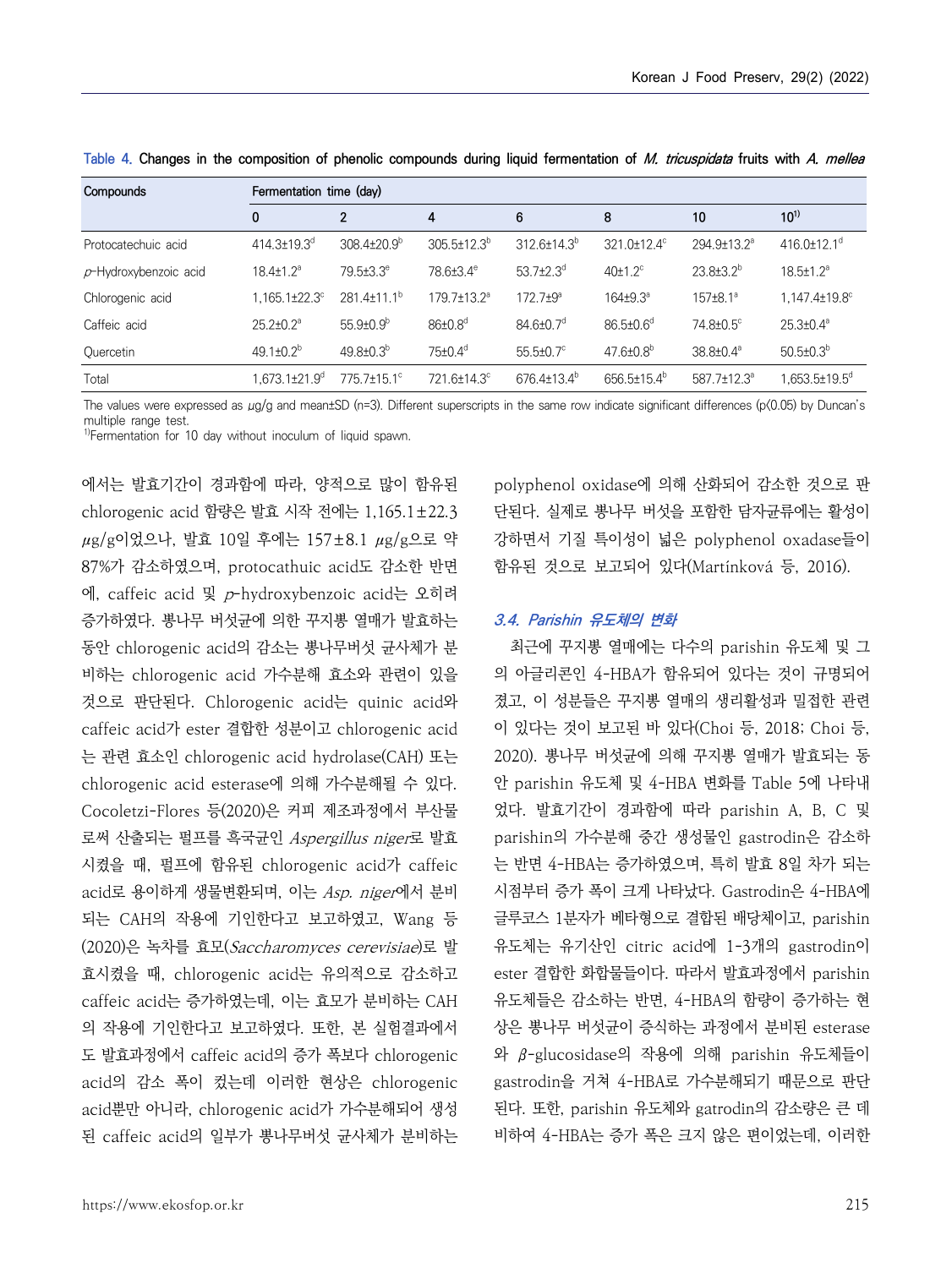Table 4. Changes in the composition of phenolic compounds during liquid fermentation of *M. tricuspidata* fruits with *A. mellea*

| Compounds | Fermentation time (day) | | | | | | |
|---|---|---|---|---|---|---|---|
| | 0 | 2 | 4 | 6 | 8 | 10 | 10[1)] |
| Protocatechuic acid | 414.3±19.3$^{d}$ | 308.4±20.9$^{b}$ | 305.5±12.3$^{b}$ | 312.6±14.3$^{b}$ | 321.0±12.4$^{c}$ | 294.9±13.2$^{a}$ | 416.0±12.1$^{d}$ |
| *p*-Hydroxybenzoic acid | 18.4±1.2$^{a}$ | 79.5±3.3$^{e}$ | 78.6±3.4$^{e}$ | 53.7±2.3$^{d}$ | 40±1.2$^{c}$ | 23.8±3.2$^{b}$ | 18.5±1.2$^{a}$ |
| Chlorogenic acid | 1,165.1±22.3$^{c}$ | 281.4±11.1$^{b}$ | 179.7±13.2$^{a}$ | 172.7±9$^{a}$ | 164±9.3$^{a}$ | 157±8.1$^{a}$ | 1,147.4±19.8$^{c}$ |
| Caffeic acid | 25.2±0.2$^{a}$ | 55.9±0.9$^{b}$ | 86±0.8$^{d}$ | 84.6±0.7$^{d}$ | 86.5±0.6$^{d}$ | 74.8±0.5$^{c}$ | 25.3±0.4$^{a}$ |
| Quercetin | 49.1±0.2$^{b}$ | 49.8±0.3$^{b}$ | 75±0.4$^{d}$ | 55.5±0.7$^{c}$ | 47.6±0.8$^{b}$ | 38.8±0.4$^{a}$ | 50.5±0.3$^{b}$ |
| Total | 1,673.1±21.9$^{d}$ | 775.7±15.1$^{c}$ | 721.6±14.3$^{c}$ | 676.4±13.4$^{b}$ | 656.5±15.4$^{b}$ | 587.7±12.3$^{a}$ | 1,653.5±19.5$^{d}$ |

The values were expressed as μg/g and mean±SD (n=3). Different superscripts in the same row indicate significant differences ($p<0.05$) by Duncan's multiple range test.
[1)]Fermentation for 10 day without inoculum of liquid spawn.

에서는 발효기간이 경과함에 따라, 양적으로 많이 함유된 chlorogenic acid 함량은 발효 시작 전에는 1,165.1±22.3 μg/g이었으나, 발효 10일 후에는 157±8.1 μg/g으로 약 87%가 감소하였으며, protocathuic acid도 감소한 반면에, caffeic acid 및 *p*-hydroxybenzoic acid는 오히려 증가하였다. 뽕나무 버섯균에 의한 꾸지뽕 열매가 발효하는 동안 chlorogenic acid의 감소는 뽕나무버섯 균사체가 분비하는 chlorogenic acid 가수분해 효소와 관련이 있을 것으로 판단된다. Chlorogenic acid는 quinic acid와 caffeic acid가 ester 결합한 성분이고 chlorogenic acid는 관련 효소인 chlorogenic acid hydrolase(CAH) 또는 chlorogenic acid esterase에 의해 가수분해될 수 있다. Cocoletzi-Flores 등(2020)은 커피 제조과정에서 부산물로써 산출되는 펄프를 흑국균인 *Aspergillus niger*로 발효시켰을 때, 펄프에 함유된 chlorogenic acid가 caffeic acid로 용이하게 생물변환되며, 이는 *Asp. niger*에서 분비되는 CAH의 작용에 기인한다고 보고하였고, Wang 등(2020)은 녹차를 효모(*Saccharomyces cerevisiae*)로 발효시켰을 때, chlorogenic acid는 유의적으로 감소하고 caffeic acid는 증가하였는데, 이는 효모가 분비하는 CAH의 작용에 기인한다고 보고하였다. 또한, 본 실험결과에서도 발효과정에서 caffeic acid의 증가 폭보다 chlorogenic acid의 감소 폭이 컸는데 이러한 현상은 chlorogenic acid뿐만 아니라, chlorogenic acid가 가수분해되어 생성된 caffeic acid의 일부가 뽕나무버섯 균사체가 분비하는 polyphenol oxidase에 의해 산화되어 감소한 것으로 판단된다. 실제로 뽕나무 버섯을 포함한 담자균류에는 활성이 강하면서 기질 특이성이 넓은 polyphenol oxadase들이 함유된 것으로 보고되어 있다(Martínková 등, 2016).

### *3.4. Parishin 유도체의 변화*

최근에 꾸지뽕 열매에는 다수의 parishin 유도체 및 그의 아글리콘인 4-HBA가 함유되어 있다는 것이 규명되어 졌고, 이 성분들은 꾸지뽕 열매의 생리활성과 밀접한 관련이 있다는 것이 보고된 바 있다(Choi 등, 2018; Choi 등, 2020). 뽕나무 버섯균에 의해 꾸지뽕 열매가 발효되는 동안 parishin 유도체 및 4-HBA 변화를 Table 5에 나타내었다. 발효기간이 경과함에 따라 parishin A, B, C 및 parishin의 가수분해 중간 생성물인 gastrodin은 감소하는 반면 4-HBA는 증가하였으며, 특히 발효 8일 차가 되는 시점부터 증가 폭이 크게 나타났다. Gastrodin은 4-HBA에 글루코스 1분자가 베타형으로 결합된 배당체이고, parishin 유도체는 유기산인 citric acid에 1-3개의 gastrodin이 ester 결합한 화합물들이다. 따라서 발효과정에서 parishin 유도체들은 감소하는 반면, 4-HBA의 함량이 증가하는 현상은 뽕나무 버섯균이 증식하는 과정에서 분비된 esterase와 β-glucosidase의 작용에 의해 parishin 유도체들이 gastrodin을 거쳐 4-HBA로 가수분해되기 때문으로 판단된다. 또한, parishin 유도체와 gatrodin의 감소량은 큰 데 비하여 4-HBA는 증가 폭은 크지 않은 편이었는데, 이러한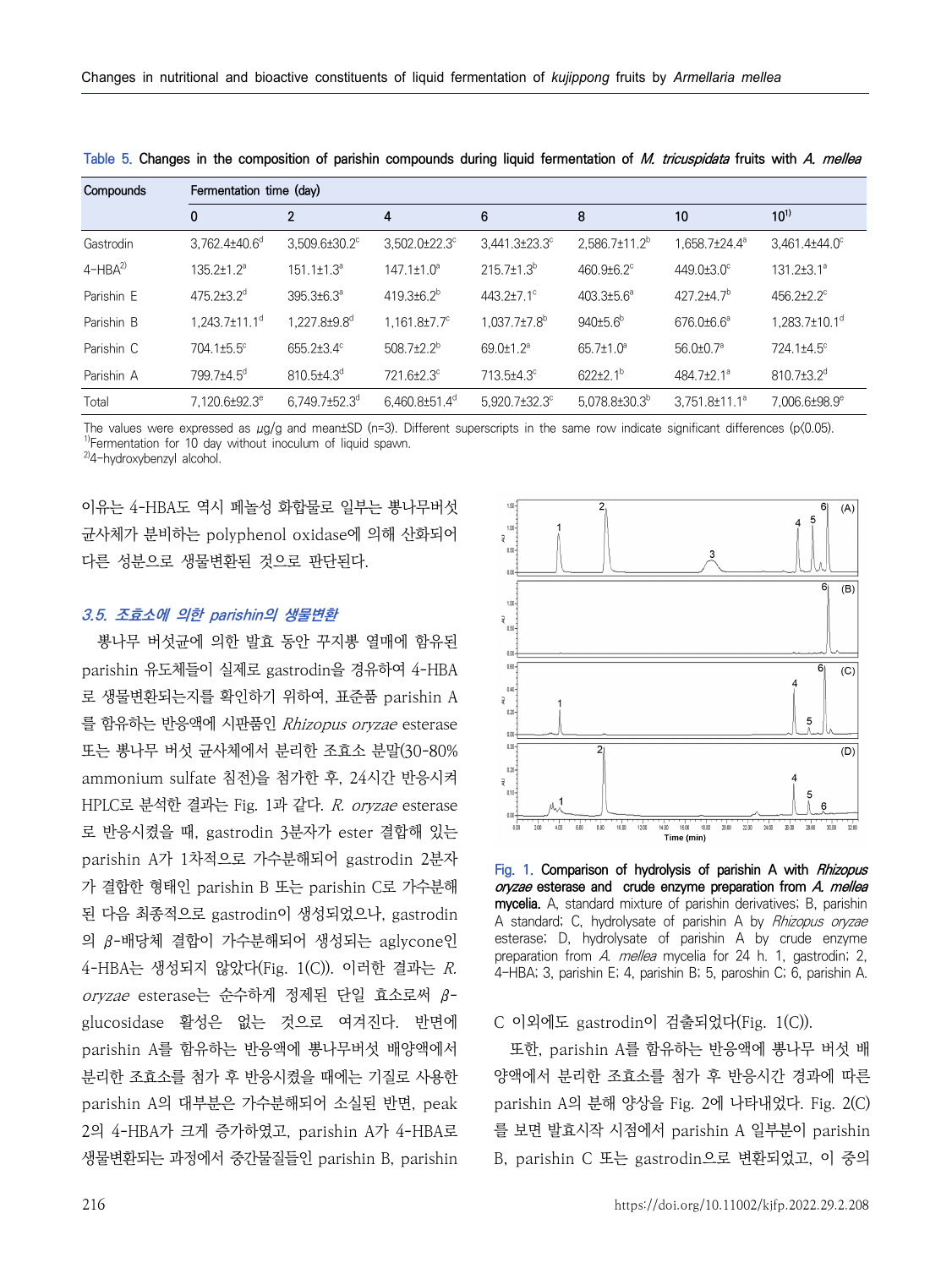Table 5. Changes in the composition of parishin compounds during liquid fermentation of *M. tricuspidata* fruits with *A. mellea*

| Compounds | Fermentation time (day) | | | | | | |
|---|---|---|---|---|---|---|---|
| | 0 | 2 | 4 | 6 | 8 | 10 | 10[1)] |
| Gastrodin | 3,762.4±40.6[d] | 3,509.6±30.2[c] | 3,502.0±22.3[c] | 3,441.3±23.3[c] | 2,586.7±11.2[b] | 1,658.7±24.4[a] | 3,461.4±44.0[c] |
| 4-HBA[2)] | 135.2±1.2[a] | 151.1±1.3[a] | 147.1±1.0[a] | 215.7±1.3[b] | 460.9±6.2[c] | 449.0±3.0[c] | 131.2±3.1[a] |
| Parishin E | 475.2±3.2[d] | 395.3±6.3[a] | 419.3±6.2[b] | 443.2±7.1[c] | 403.3±5.6[a] | 427.2±4.7[b] | 456.2±2.2[c] |
| Parishin B | 1,243.7±11.1[d] | 1,227.8±9.8[d] | 1,161.8±7.7[c] | 1,037.7±7.8[b] | 940±5.6[b] | 676.0±6.6[a] | 1,283.7±10.1[d] |
| Parishin C | 704.1±5.5[c] | 655.2±3.4[c] | 508.7±2.2[b] | 69.0±1.2[a] | 65.7±1.0[a] | 56.0±0.7[a] | 724.1±4.5[c] |
| Parishin A | 799.7±4.5[d] | 810.5±4.3[d] | 721.6±2.3[c] | 713.5±4.3[c] | 622±2.1[b] | 484.7±2.1[a] | 810.7±3.2[d] |
| Total | 7,120.6±92.3[e] | 6,749.7±52.3[d] | 6,460.8±51.4[d] | 5,920.7±32.3[c] | 5,078.8±30.3[b] | 3,751.8±11.1[a] | 7,006.6±98.9[e] |

The values were expressed as μg/g and mean±SD (n=3). Different superscripts in the same row indicate significant differences ($p<0.05$).
[1)]Fermentation for 10 day without inoculum of liquid spawn.
[2)]4-hydroxybenzyl alcohol.

이유는 4-HBA도 역시 페놀성 화합물로 일부는 뽕나무버섯 균사체가 분비하는 polyphenol oxidase에 의해 산화되어 다른 성분으로 생물변환된 것으로 판단된다.

### 3.5. 조효소에 의한 parishin의 생물변환

뽕나무 버섯균에 의한 발효 동안 꾸지뽕 열매에 함유된 parishin 유도체들이 실제로 gastrodin을 경유하여 4-HBA로 생물변환되는지를 확인하기 위하여, 표준품 parishin A를 함유하는 반응액에 시판품인 *Rhizopus oryzae* esterase 또는 뽕나무 버섯 균사체에서 분리한 조효소 분말(30-80% ammonium sulfate 침전)을 첨가한 후, 24시간 반응시켜 HPLC로 분석한 결과는 Fig. 1과 같다. *R. oryzae* esterase로 반응시켰을 때, gastrodin 3분자가 ester 결합해 있는 parishin A가 1차적으로 가수분해되어 gastrodin 2분자가 결합한 형태인 parishin B 또는 parishin C로 가수분해된 다음 최종적으로 gastrodin이 생성되었으나, gastrodin의 $\beta$-배당체 결합이 가수분해되어 생성되는 aglycone인 4-HBA는 생성되지 않았다(Fig. 1(C)). 이러한 결과는 *R. oryzae* esterase는 순수하게 정제된 단일 효소로써 $\beta$-glucosidase 활성은 없는 것으로 여겨진다. 반면에 parishin A를 함유하는 반응액에 뽕나무버섯 배양액에서 분리한 조효소를 첨가 후 반응시켰을 때에는 기질로 사용한 parishin A의 대부분은 가수분해되어 소실된 반면, peak 2의 4-HBA가 크게 증가하였고, parishin A가 4-HBA로 생물변환되는 과정에서 중간물질들인 parishin B, parishin C 이외에도 gastrodin이 검출되었다(Fig. 1(C)).

Fig. 1. Comparison of hydrolysis of parishin A with *Rhizopus oryzae* esterase and crude enzyme preparation from *A. mellea* mycelia. A, standard mixture of parishin derivatives; B, parishin A standard; C, hydrolysate of parishin A by *Rhizopus oryzae* esterase; D, hydrolysate of parishin A by crude enzyme preparation from *A. mellea* mycelia for 24 h. 1, gastrodin; 2, 4-HBA; 3, parishin E; 4, parishin B; 5, paroshin C; 6, parishin A.

또한, parishin A를 함유하는 반응액에 뽕나무 버섯 배양액에서 분리한 조효소를 첨가 후 반응시간 경과에 따른 parishin A의 분해 양상을 Fig. 2에 나타내었다. Fig. 2(C)를 보면 발효시작 시점에서 parishin A 일부분이 parishin B, parishin C 또는 gastrodin으로 변환되었고, 이 중의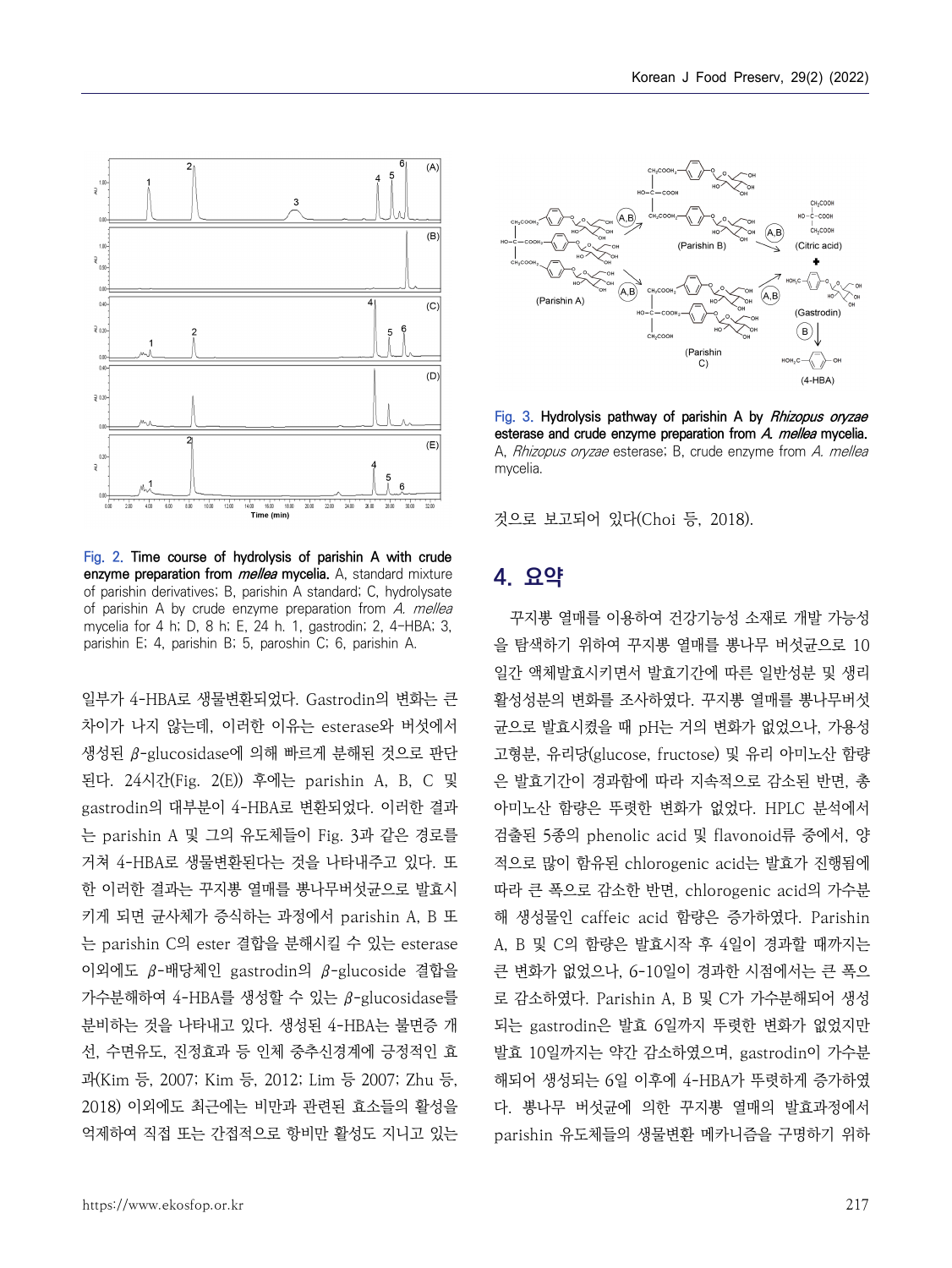Fig. 2. Time course of hydrolysis of parishin A with crude enzyme preparation from *mellea* mycelia. A, standard mixture of parishin derivatives; B, parishin A standard; C, hydrolysate of parishin A by crude enzyme preparation from *A. mellea* mycelia for 4 h; D, 8 h; E, 24 h. 1, gastrodin; 2, 4-HBA; 3, parishin E; 4, parishin B; 5, paroshin C; 6, parishin A.

일부가 4-HBA로 생물변환되었다. Gastrodin의 변화는 큰 차이가 나지 않는데, 이러한 이유는 esterase와 버섯에서 생성된 β-glucosidase에 의해 빠르게 분해된 것으로 판단된다. 24시간(Fig. 2(E)) 후에는 parishin A, B, C 및 gastrodin의 대부분이 4-HBA로 변환되었다. 이러한 결과는 parishin A 및 그의 유도체들이 Fig. 3과 같은 경로를 거쳐 4-HBA로 생물변환된다는 것을 나타내주고 있다. 또한 이러한 결과는 꾸지뽕 열매를 뽕나무버섯균으로 발효시키게 되면 균사체가 증식하는 과정에서 parishin A, B 또는 parishin C의 ester 결합을 분해시킬 수 있는 esterase 이외에도 β-배당체인 gastrodin의 β-glucoside 결합을 가수분해하여 4-HBA를 생성할 수 있는 β-glucosidase를 분비하는 것을 나타내고 있다. 생성된 4-HBA는 불면증 개선, 수면유도, 진정효과 등 인체 중추신경계에 긍정적인 효과(Kim 등, 2007; Kim 등, 2012; Lim 등 2007; Zhu 등, 2018) 이외에도 최근에는 비만과 관련된 효소들의 활성을 억제하여 직접 또는 간접적으로 항비만 활성도 지니고 있는 것으로 보고되어 있다(Choi 등, 2018).

Fig. 3. Hydrolysis pathway of parishin A by *Rhizopus oryzae* esterase and crude enzyme preparation from *A. mellea* mycelia. A, *Rhizopus oryzae* esterase; B, crude enzyme from *A. mellea* mycelia.

## 4. 요약

꾸지뽕 열매를 이용하여 건강기능성 소재로 개발 가능성을 탐색하기 위하여 꾸지뽕 열매를 뽕나무 버섯균으로 10일간 액체발효시키면서 발효기간에 따른 일반성분 및 생리활성성분의 변화를 조사하였다. 꾸지뽕 열매를 뽕나무버섯균으로 발효시켰을 때 pH는 거의 변화가 없었으나, 가용성 고형분, 유리당(glucose, fructose) 및 유리 아미노산 함량은 발효기간이 경과함에 따라 지속적으로 감소된 반면, 총 아미노산 함량은 뚜렷한 변화가 없었다. HPLC 분석에서 검출된 5종의 phenolic acid 및 flavonoid류 중에서, 양적으로 많이 함유된 chlorogenic acid는 발효가 진행됨에 따라 큰 폭으로 감소한 반면, chlorogenic acid의 가수분해 생성물인 caffeic acid 함량은 증가하였다. Parishin A, B 및 C의 함량은 발효시작 후 4일이 경과할 때까지는 큰 변화가 없었으나, 6-10일이 경과한 시점에서는 큰 폭으로 감소하였다. Parishin A, B 및 C가 가수분해되어 생성되는 gastrodin은 발효 6일까지 뚜렷한 변화가 없었지만 발효 10일까지는 약간 감소하였으며, gastrodin이 가수분해되어 생성되는 6일 이후에 4-HBA가 뚜렷하게 증가하였다. 뽕나무 버섯균에 의한 꾸지뽕 열매의 발효과정에서 parishin 유도체들의 생물변환 메카니즘을 구명하기 위하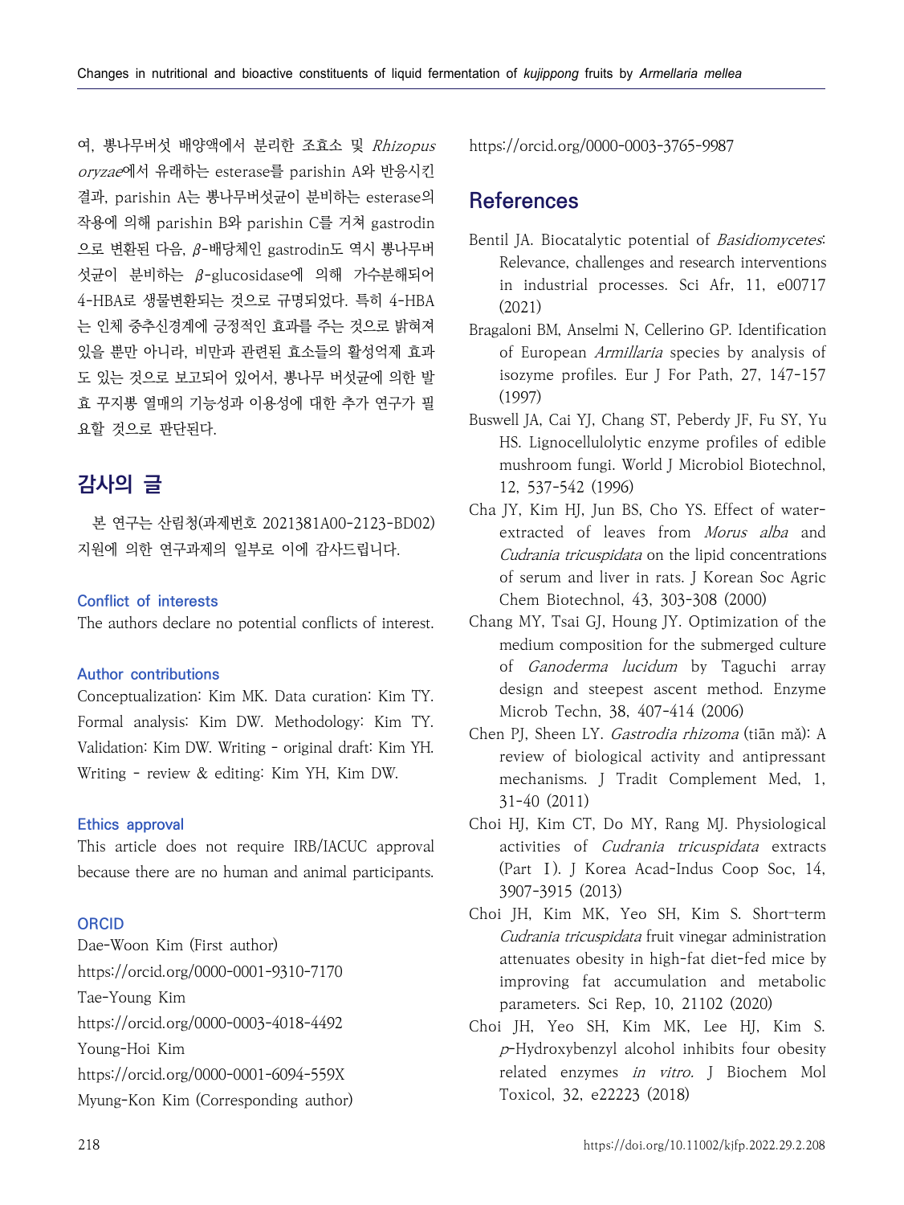여, 뽕나무버섯 배양액에서 분리한 조효소 및 *Rhizopus oryzae*에서 유래하는 esterase를 parishin A와 반응시킨 결과, parishin A는 뽕나무버섯균이 분비하는 esterase의 작용에 의해 parishin B와 parishin C를 거쳐 gastrodin으로 변환된 다음, β-배당체인 gastrodin도 역시 뽕나무버섯균이 분비하는 β-glucosidase에 의해 가수분해되어 4-HBA로 생물변환되는 것으로 규명되었다. 특히 4-HBA는 인체 중추신경계에 긍정적인 효과를 주는 것으로 밝혀져 있을 뿐만 아니라, 비만과 관련된 효소들의 활성억제 효과도 있는 것으로 보고되어 있어서, 뽕나무 버섯균에 의한 발효 꾸지뽕 열매의 기능성과 이용성에 대한 추가 연구가 필요할 것으로 판단된다.

## 감사의 글

본 연구는 산림청(과제번호 2021381A00-2123-BD02) 지원에 의한 연구과제의 일부로 이에 감사드립니다.

### Conflict of interests

The authors declare no potential conflicts of interest.

### Author contributions

Conceptualization: Kim MK. Data curation: Kim TY. Formal analysis: Kim DW. Methodology: Kim TY. Validation: Kim DW. Writing - original draft: Kim YH. Writing - review & editing: Kim YH, Kim DW.

### Ethics approval

This article does not require IRB/IACUC approval because there are no human and animal participants.

### ORCID

Dae-Woon Kim (First author)
https://orcid.org/0000-0001-9310-7170
Tae-Young Kim
https://orcid.org/0000-0003-4018-4492
Young-Hoi Kim
https://orcid.org/0000-0001-6094-559X
Myung-Kon Kim (Corresponding author)
https://orcid.org/0000-0003-3765-9987

## References

Bentil JA. Biocatalytic potential of *Basidiomycetes*: Relevance, challenges and research interventions in industrial processes. Sci Afr, 11, e00717 (2021)

Bragaloni BM, Anselmi N, Cellerino GP. Identification of European *Armillaria* species by analysis of isozyme profiles. Eur J For Path, 27, 147-157 (1997)

Buswell JA, Cai YJ, Chang ST, Peberdy JF, Fu SY, Yu HS. Lignocellulolytic enzyme profiles of edible mushroom fungi. World J Microbiol Biotechnol, 12, 537-542 (1996)

Cha JY, Kim HJ, Jun BS, Cho YS. Effect of water-extracted of leaves from *Morus alba* and *Cudrania tricuspidata* on the lipid concentrations of serum and liver in rats. J Korean Soc Agric Chem Biotechnol, 43, 303-308 (2000)

Chang MY, Tsai GJ, Houng JY. Optimization of the medium composition for the submerged culture of *Ganoderma lucidum* by Taguchi array design and steepest ascent method. Enzyme Microb Techn, 38, 407-414 (2006)

Chen PJ, Sheen LY. *Gastrodia rhizoma* (tiān mă): A review of biological activity and antipressant mechanisms. J Tradit Complement Med, 1, 31-40 (2011)

Choi HJ, Kim CT, Do MY, Rang MJ. Physiological activities of *Cudrania tricuspidata* extracts (Part Ⅰ). J Korea Acad-Indus Coop Soc, 14, 3907-3915 (2013)

Choi JH, Kim MK, Yeo SH, Kim S. Short-term *Cudrania tricuspidata* fruit vinegar administration attenuates obesity in high-fat diet-fed mice by improving fat accumulation and metabolic parameters. Sci Rep, 10, 21102 (2020)

Choi JH, Yeo SH, Kim MK, Lee HJ, Kim S. *p*-Hydroxybenzyl alcohol inhibits four obesity related enzymes *in vitro*. J Biochem Mol Toxicol, 32, e22223 (2018)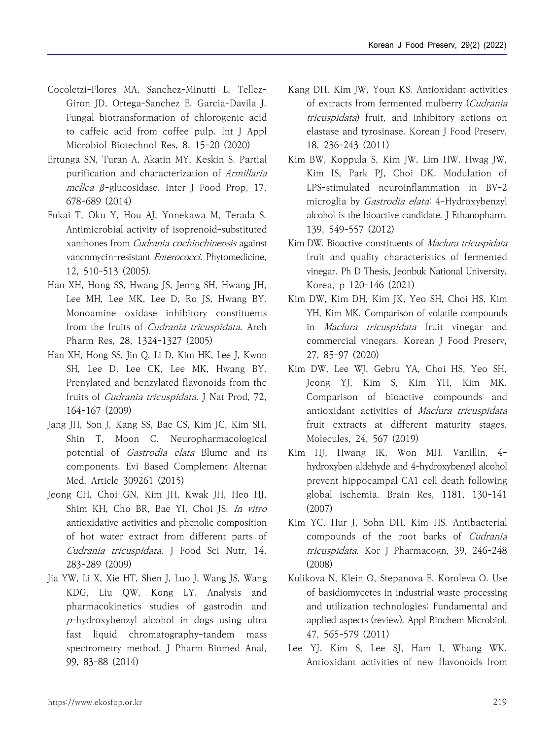Cocoletzi-Flores MA, Sanchez-Minutti L, Tellez-Giron JD, Ortega-Sanchez E, Garcia-Davila J. Fungal biotransformation of chlorogenic acid to caffeic acid from coffee pulp. Int J Appl Microbiol Biotechnol Res, 8, 15-20 (2020)

Ertunga SN, Turan A, Akatin MY, Keskin S. Partial purification and characterization of *Armillaria mellea* β-glucosidase. Inter J Food Prop, 17, 678-689 (2014)

Fukai T, Oku Y, Hou AJ, Yonekawa M, Terada S. Antimicrobial activity of isoprenoid-substituted xanthones from *Cudrania cochinchinensis* against vancomycin-resistant *Enterococci*. Phytomedicine, 12, 510-513 (2005).

Han XH, Hong SS, Hwang JS, Jeong SH, Hwang JH, Lee MH, Lee MK, Lee D, Ro JS, Hwang BY. Monoamine oxidase inhibitory constituents from the fruits of *Cudrania tricuspidata*. Arch Pharm Res, 28, 1324-1327 (2005)

Han XH, Hong SS, Jin Q, Li D, Kim HK, Lee J, Kwon SH, Lee D, Lee CK, Lee MK, Hwang BY. Prenylated and benzylated flavonoids from the fruits of *Cudrania tricuspidata*. J Nat Prod, 72, 164-167 (2009)

Jang JH, Son J, Kang SS, Bae CS, Kim JC, Kim SH, Shin T, Moon C. Neuropharmacological potential of *Gastrodia elata* Blume and its components. Evi Based Complement Alternat Med, Article 309261 (2015)

Jeong CH, Choi GN, Kim JH, Kwak JH, Heo HJ, Shim KH, Cho BR, Bae YI, Choi JS. *In vitro* antioxidative activities and phenolic composition of hot water extract from different parts of *Cudrania tricuspidata*. J Food Sci Nutr, 14, 283-289 (2009)

Jia YW, Li X, Xie HT, Shen J, Luo J, Wang JS, Wang KDG, Liu QW, Kong LY. Analysis and pharmacokinetics studies of gastrodin and *p*-hydroxybenzyl alcohol in dogs using ultra fast liquid chromatography-tandem mass spectrometry method. J Pharm Biomed Anal, 99, 83-88 (2014)

Kang DH, Kim JW, Youn KS. Antioxidant activities of extracts from fermented mulberry (*Cudrania tricuspidata*) fruit, and inhibitory actions on elastase and tyrosinase. Korean J Food Preserv, 18, 236-243 (2011)

Kim BW, Koppula S, Kim JW, Lim HW, Hwag JW, Kim IS, Park PJ, Choi DK. Modulation of LPS-stimulated neuroinflammation in BV-2 microglia by *Gastrodia elata*: 4-Hydroxybenzyl alcohol is the bioactive candidate. J Ethanopharm, 139, 549-557 (2012)

Kim DW. Bioactive constituents of *Maclura tricuspidata* fruit and quality characteristics of fermented vinegar. Ph D Thesis, Jeonbuk National University, Korea, p 120-146 (2021)

Kim DW, Kim DH, Kim JK, Yeo SH, Choi HS, Kim YH, Kim MK. Comparison of volatile compounds in *Maclura tricuspidata* fruit vinegar and commercial vinegars. Korean J Food Preserv, 27, 85-97 (2020)

Kim DW, Lee WJ, Gebru YA, Choi HS, Yeo SH, Jeong YJ, Kim S, Kim YH, Kim MK. Comparison of bioactive compounds and antioxidant activities of *Maclura tricuspidata* fruit extracts at different maturity stages. Molecules, 24, 567 (2019)

Kim HJ, Hwang IK, Won MH. Vanillin, 4-hydroxyben aldehyde and 4-hydroxybenzyl alcohol prevent hippocampal CA1 cell death following global ischemia. Brain Res, 1181, 130-141 (2007)

Kim YC, Hur J, Sohn DH, Kim HS. Antibacterial compounds of the root barks of *Cudrania tricuspidata*. Kor J Pharmacogn, 39, 246-248 (2008)

Kulikova N, Klein O, Stepanova E, Koroleva O. Use of basidiomycetes in industrial waste processing and utilization technologies: Fundamental and applied aspects (review). Appl Biochem Microbiol, 47, 565-579 (2011)

Lee YJ, Kim S, Lee SJ, Ham I, Whang WK. Antioxidant activities of new flavonoids from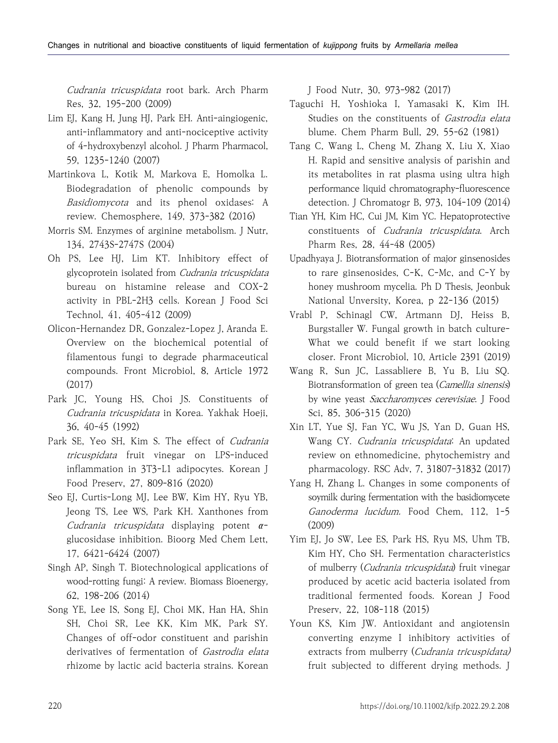*Cudrania tricuspidata* root bark. Arch Pharm Res, 32, 195-200 (2009)

Lim EJ, Kang H, Jung HJ, Park EH. Anti-aingiogenic, anti-inflammatory and anti-nociceptive activity of 4-hydroxybenzyl alcohol. J Pharm Pharmacol, 59, 1235-1240 (2007)

Martinkova L, Kotik M, Markova E, Homolka L. Biodegradation of phenolic compounds by *Basidiomycota* and its phenol oxidases: A review. Chemosphere, 149, 373-382 (2016)

Morris SM. Enzymes of arginine metabolism. J Nutr, 134, 2743S-2747S (2004)

Oh PS, Lee HJ, Lim KT. Inhibitory effect of glycoprotein isolated from *Cudrania tricuspidata* bureau on histamine release and COX-2 activity in PBL-2H3 cells. Korean J Food Sci Technol, 41, 405-412 (2009)

Olicon-Hernandez DR, Gonzalez-Lopez J, Aranda E. Overview on the biochemical potential of filamentous fungi to degrade pharmaceutical compounds. Front Microbiol, 8, Article 1972 (2017)

Park JC, Young HS, Choi JS. Constituents of *Cudrania tricuspidata* in Korea. Yakhak Hoeji, 36, 40-45 (1992)

Park SE, Yeo SH, Kim S. The effect of *Cudrania tricuspidata* fruit vinegar on LPS-induced inflammation in 3T3-L1 adipocytes. Korean J Food Preserv, 27, 809-816 (2020)

Seo EJ, Curtis-Long MJ, Lee BW, Kim HY, Ryu YB, Jeong TS, Lee WS, Park KH. Xanthones from *Cudrania tricuspidata* displaying potent α-glucosidase inhibition. Bioorg Med Chem Lett, 17, 6421-6424 (2007)

Singh AP, Singh T. Biotechnological applications of wood-rotting fungi: A review. Biomass Bioenergy, 62, 198-206 (2014)

Song YE, Lee IS, Song EJ, Choi MK, Han HA, Shin SH, Choi SR, Lee KK, Kim MK, Park SY. Changes of off-odor constituent and parishin derivatives of fermentation of *Gastrodia elata* rhizome by lactic acid bacteria strains. Korean J Food Nutr, 30, 973-982 (2017)

Taguchi H, Yoshioka I, Yamasaki K, Kim IH. Studies on the constituents of *Gastrodia elata* blume. Chem Pharm Bull, 29, 55-62 (1981)

Tang C, Wang L, Cheng M, Zhang X, Liu X, Xiao H. Rapid and sensitive analysis of parishin and its metabolites in rat plasma using ultra high performance liquid chromatography-fluorescence detection. J Chromatogr B, 973, 104-109 (2014)

Tian YH, Kim HC, Cui JM, Kim YC. Hepatoprotective constituents of *Cudrania tricuspidata*. Arch Pharm Res, 28, 44-48 (2005)

Upadhyaya J. Biotransformation of major ginsenosides to rare ginsenosides, C-K, C-Mc, and C-Y by honey mushroom mycelia. Ph D Thesis, Jeonbuk National Unversity, Korea, p 22-136 (2015)

Vrabl P, Schinagl CW, Artmann DJ, Heiss B, Burgstaller W. Fungal growth in batch culture-What we could benefit if we start looking closer. Front Microbiol, 10, Article 2391 (2019)

Wang R, Sun JC, Lassabliere B, Yu B, Liu SQ. Biotransformation of green tea (*Camellia sinensis*) by wine yeast *Saccharomyces cerevisiae*. J Food Sci, 85, 306-315 (2020)

Xin LT, Yue SJ, Fan YC, Wu JS, Yan D, Guan HS, Wang CY. *Cudrania tricuspidata*: An updated review on ethnomedicine, phytochemistry and pharmacology. RSC Adv, 7, 31807-31832 (2017)

Yang H, Zhang L. Changes in some components of soymilk during fermentation with the basidiomycete *Ganoderma lucidum*. Food Chem, 112, 1-5 (2009)

Yim EJ, Jo SW, Lee ES, Park HS, Ryu MS, Uhm TB, Kim HY, Cho SH. Fermentation characteristics of mulberry (*Cudrania tricuspidata*) fruit vinegar produced by acetic acid bacteria isolated from traditional fermented foods. Korean J Food Preserv, 22, 108-118 (2015)

Youn KS, Kim JW. Antioxidant and angiotensin converting enzyme I inhibitory activities of extracts from mulberry (*Cudrania tricuspidata*) fruit subjected to different drying methods. J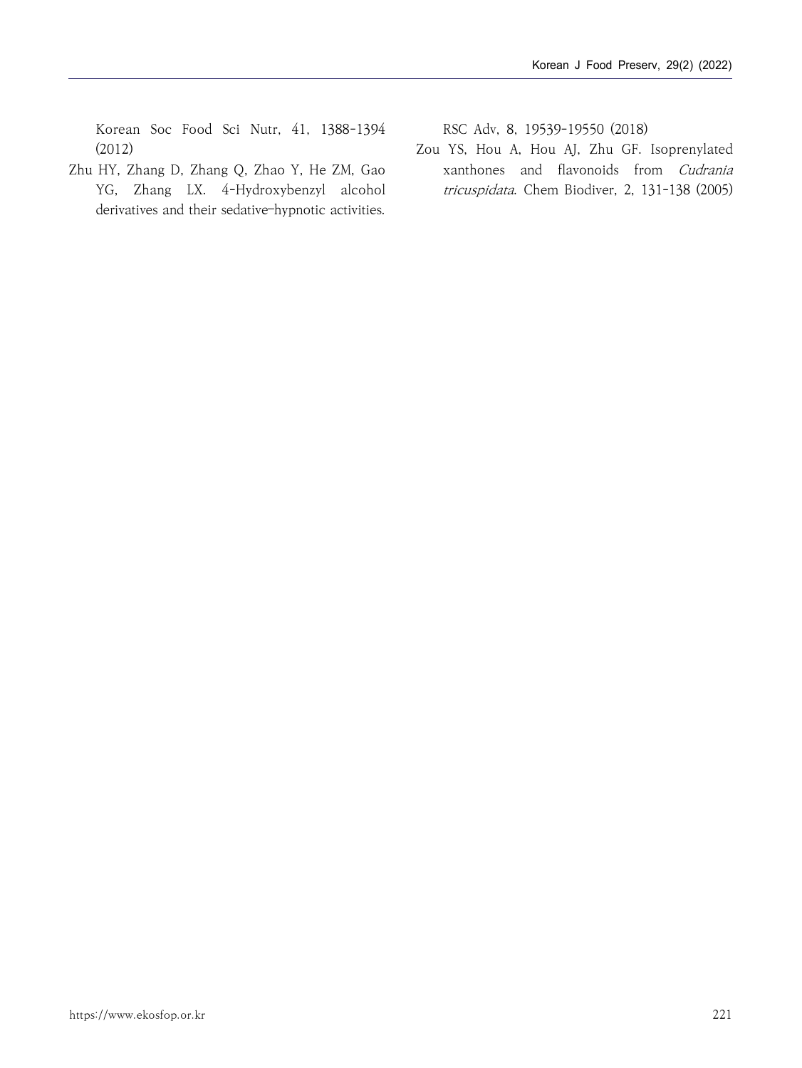Korean Soc Food Sci Nutr, 41, 1388-1394 (2012)

Zhu HY, Zhang D, Zhang Q, Zhao Y, He ZM, Gao YG, Zhang LX. 4-Hydroxybenzyl alcohol derivatives and their sedative–hypnotic activities. RSC Adv, 8, 19539-19550 (2018)

Zou YS, Hou A, Hou AJ, Zhu GF. Isoprenylated xanthones and flavonoids from *Cudrania tricuspidata*. Chem Biodiver, 2, 131-138 (2005)